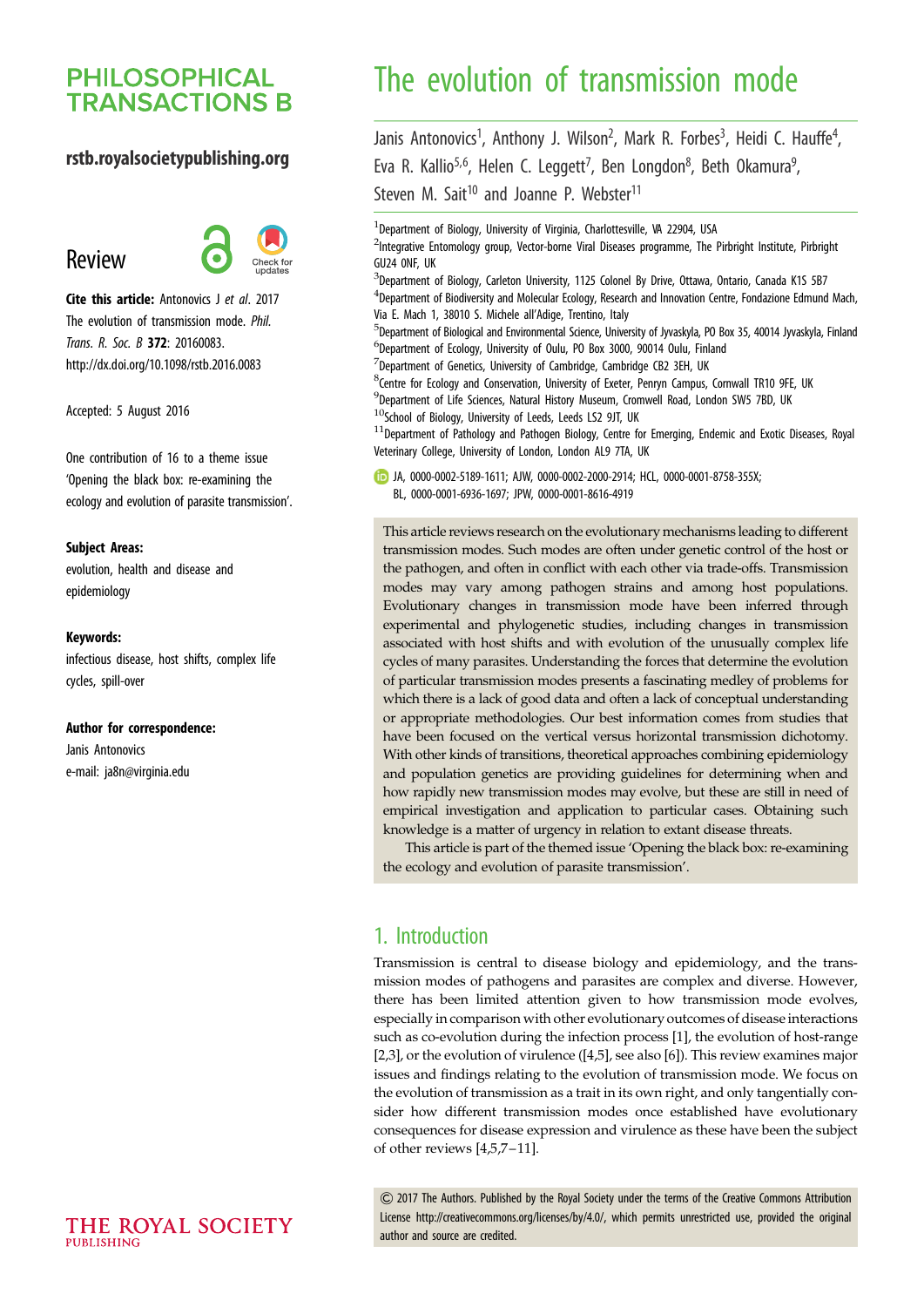# The evolution of transmission mode

Janis Antonovics[1], Anthony J. Wilson[2], Mark R. Forbes[3], Heidi C. Hauffe[4], Eva R. Kallio[5,6], Helen C. Leggett[7], Ben Longdon[8], Beth Okamura[9], Steven M. Sait[10] and Joanne P. Webster[11]

[1]Department of Biology, University of Virginia, Charlottesville, VA 22904, USA
[2]Integrative Entomology group, Vector-borne Viral Diseases programme, The Pirbright Institute, Pirbright GU24 0NF, UK
[3]Department of Biology, Carleton University, 1125 Colonel By Drive, Ottawa, Ontario, Canada K1S 5B7
[4]Department of Biodiversity and Molecular Ecology, Research and Innovation Centre, Fondazione Edmund Mach, Via E. Mach 1, 38010 S. Michele all'Adige, Trentino, Italy
[5]Department of Biological and Environmental Science, University of Jyvaskyla, PO Box 35, 40014 Jyvaskyla, Finland
[6]Department of Ecology, University of Oulu, PO Box 3000, 90014 Oulu, Finland
[7]Department of Genetics, University of Cambridge, Cambridge CB2 3EH, UK
[8]Centre for Ecology and Conservation, University of Exeter, Penryn Campus, Cornwall TR10 9FE, UK
[9]Department of Life Sciences, Natural History Museum, Cromwell Road, London SW5 7BD, UK
[10]School of Biology, University of Leeds, Leeds LS2 9JT, UK
[11]Department of Pathology and Pathogen Biology, Centre for Emerging, Endemic and Exotic Diseases, Royal Veterinary College, University of London, London AL9 7TA, UK

JA, 0000-0002-5189-1611; AJW, 0000-0002-2000-2914; HCL, 0000-0001-8758-355X; BL, 0000-0001-6936-1697; JPW, 0000-0001-8616-4919

**Review**

**Cite this article:** Antonovics J *et al.* 2017 The evolution of transmission mode. *Phil. Trans. R. Soc. B* **372**: 20160083. http://dx.doi.org/10.1098/rstb.2016.0083

Accepted: 5 August 2016

One contribution of 16 to a theme issue 'Opening the black box: re-examining the ecology and evolution of parasite transmission'.

**Subject Areas:**
evolution, health and disease and epidemiology

**Keywords:**
infectious disease, host shifts, complex life cycles, spill-over

**Author for correspondence:**
Janis Antonovics
e-mail: ja8n@virginia.edu

This article reviews research on the evolutionary mechanisms leading to different transmission modes. Such modes are often under genetic control of the host or the pathogen, and often in conflict with each other via trade-offs. Transmission modes may vary among pathogen strains and among host populations. Evolutionary changes in transmission mode have been inferred through experimental and phylogenetic studies, including changes in transmission associated with host shifts and with evolution of the unusually complex life cycles of many parasites. Understanding the forces that determine the evolution of particular transmission modes presents a fascinating medley of problems for which there is a lack of good data and often a lack of conceptual understanding or appropriate methodologies. Our best information comes from studies that have been focused on the vertical versus horizontal transmission dichotomy. With other kinds of transitions, theoretical approaches combining epidemiology and population genetics are providing guidelines for determining when and how rapidly new transmission modes may evolve, but these are still in need of empirical investigation and application to particular cases. Obtaining such knowledge is a matter of urgency in relation to extant disease threats.

This article is part of the themed issue 'Opening the black box: re-examining the ecology and evolution of parasite transmission'.

## 1. Introduction

Transmission is central to disease biology and epidemiology, and the transmission modes of pathogens and parasites are complex and diverse. However, there has been limited attention given to how transmission mode evolves, especially in comparison with other evolutionary outcomes of disease interactions such as co-evolution during the infection process [1], the evolution of host-range [2,3], or the evolution of virulence ([4,5], see also [6]). This review examines major issues and findings relating to the evolution of transmission mode. We focus on the evolution of transmission as a trait in its own right, and only tangentially consider how different transmission modes once established have evolutionary consequences for disease expression and virulence as these have been the subject of other reviews [4,5,7–11].

© 2017 The Authors. Published by the Royal Society under the terms of the Creative Commons Attribution License http://creativecommons.org/licenses/by/4.0/, which permits unrestricted use, provided the original author and source are credited.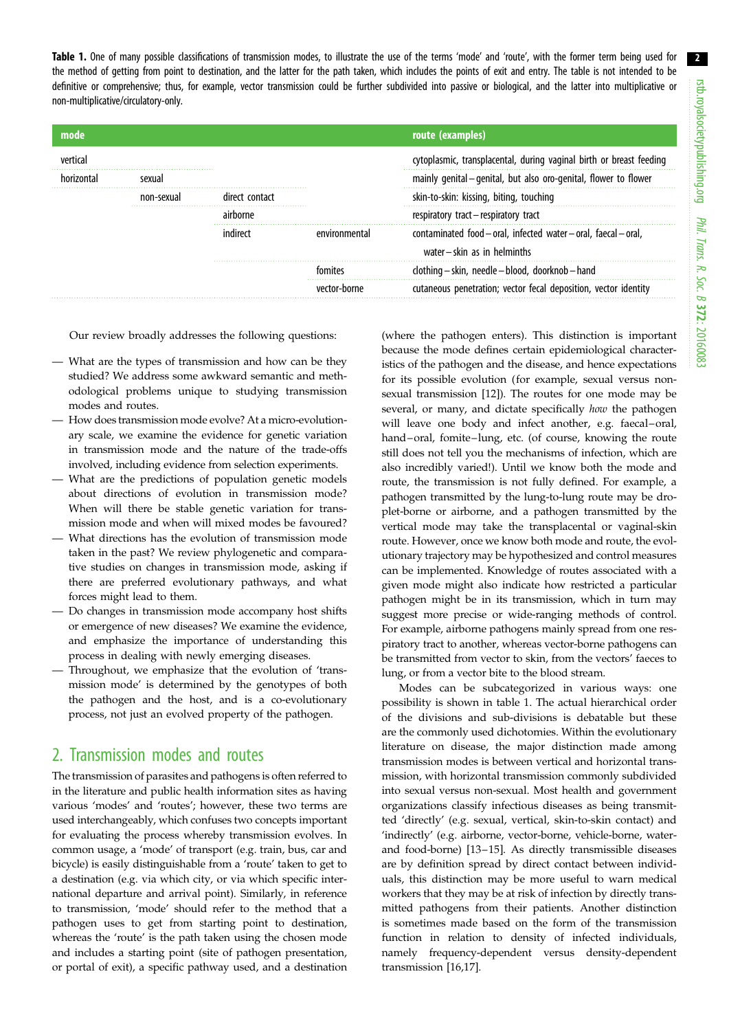**Table 1.** One of many possible classifications of transmission modes, to illustrate the use of the terms 'mode' and 'route', with the former term being used for the method of getting from point to destination, and the latter for the path taken, which includes the points of exit and entry. The table is not intended to be definitive or comprehensive; thus, for example, vector transmission could be further subdivided into passive or biological, and the latter into multiplicative or non-multiplicative/circulatory-only.

| mode | | | | route (examples) |
|---|---|---|---|---|
| vertical | | | | cytoplasmic, transplacental, during vaginal birth or breast feeding |
| horizontal | sexual | | | mainly genital–genital, but also oro-genital, flower to flower |
| | non-sexual | direct contact | | skin-to-skin: kissing, biting, touching |
| | | airborne | | respiratory tract–respiratory tract |
| | | indirect | environmental | contaminated food–oral, infected water–oral, faecal–oral, water–skin as in helminths |
| | | | fomites | clothing–skin, needle–blood, doorknob–hand |
| | | | vector-borne | cutaneous penetration; vector fecal deposition, vector identity |

Our review broadly addresses the following questions:

- What are the types of transmission and how can be they studied? We address some awkward semantic and methodological problems unique to studying transmission modes and routes.
- How does transmission mode evolve? At a micro-evolutionary scale, we examine the evidence for genetic variation in transmission mode and the nature of the trade-offs involved, including evidence from selection experiments.
- What are the predictions of population genetic models about directions of evolution in transmission mode? When will there be stable genetic variation for transmission mode and when will mixed modes be favoured?
- What directions has the evolution of transmission mode taken in the past? We review phylogenetic and comparative studies on changes in transmission mode, asking if there are preferred evolutionary pathways, and what forces might lead to them.
- Do changes in transmission mode accompany host shifts or emergence of new diseases? We examine the evidence, and emphasize the importance of understanding this process in dealing with newly emerging diseases.
- Throughout, we emphasize that the evolution of 'transmission mode' is determined by the genotypes of both the pathogen and the host, and is a co-evolutionary process, not just an evolved property of the pathogen.

## 2. Transmission modes and routes

The transmission of parasites and pathogens is often referred to in the literature and public health information sites as having various 'modes' and 'routes'; however, these two terms are used interchangeably, which confuses two concepts important for evaluating the process whereby transmission evolves. In common usage, a 'mode' of transport (e.g. train, bus, car and bicycle) is easily distinguishable from a 'route' taken to get to a destination (e.g. via which city, or via which specific international departure and arrival point). Similarly, in reference to transmission, 'mode' should refer to the method that a pathogen uses to get from starting point to destination, whereas the 'route' is the path taken using the chosen mode and includes a starting point (site of pathogen presentation, or portal of exit), a specific pathway used, and a destination (where the pathogen enters). This distinction is important because the mode defines certain epidemiological characteristics of the pathogen and the disease, and hence expectations for its possible evolution (for example, sexual versus non-sexual transmission [12]). The routes for one mode may be several, or many, and dictate specifically *how* the pathogen will leave one body and infect another, e.g. faecal–oral, hand–oral, fomite–lung, etc. (of course, knowing the route still does not tell you the mechanisms of infection, which are also incredibly varied!). Until we know both the mode and route, the transmission is not fully defined. For example, a pathogen transmitted by the lung-to-lung route may be droplet-borne or airborne, and a pathogen transmitted by the vertical mode may take the transplacental or vaginal-skin route. However, once we know both mode and route, the evolutionary trajectory may be hypothesized and control measures can be implemented. Knowledge of routes associated with a given mode might also indicate how restricted a particular pathogen might be in its transmission, which in turn may suggest more precise or wide-ranging methods of control. For example, airborne pathogens mainly spread from one respiratory tract to another, whereas vector-borne pathogens can be transmitted from vector to skin, from the vectors' faeces to lung, or from a vector bite to the blood stream.

Modes can be subcategorized in various ways: one possibility is shown in table 1. The actual hierarchical order of the divisions and sub-divisions is debatable but these are the commonly used dichotomies. Within the evolutionary literature on disease, the major distinction made among transmission modes is between vertical and horizontal transmission, with horizontal transmission commonly subdivided into sexual versus non-sexual. Most health and government organizations classify infectious diseases as being transmitted 'directly' (e.g. sexual, vertical, skin-to-skin contact) and 'indirectly' (e.g. airborne, vector-borne, vehicle-borne, water- and food-borne) [13–15]. As directly transmissible diseases are by definition spread by direct contact between individuals, this distinction may be more useful to warn medical workers that they may be at risk of infection by directly transmitted pathogens from their patients. Another distinction is sometimes made based on the form of the transmission function in relation to density of infected individuals, namely frequency-dependent versus density-dependent transmission [16,17].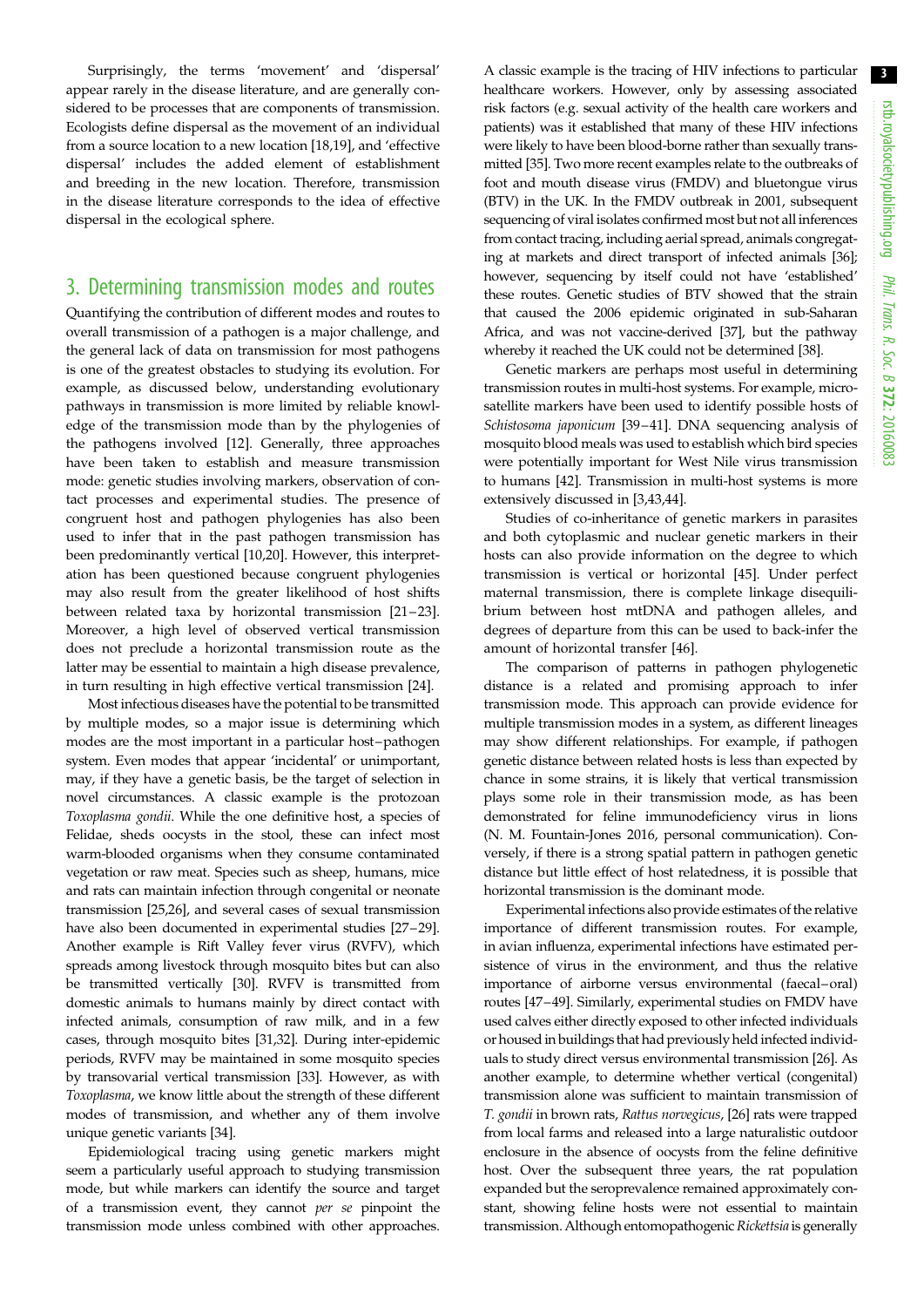Surprisingly, the terms 'movement' and 'dispersal' appear rarely in the disease literature, and are generally considered to be processes that are components of transmission. Ecologists define dispersal as the movement of an individual from a source location to a new location [18,19], and 'effective dispersal' includes the added element of establishment and breeding in the new location. Therefore, transmission in the disease literature corresponds to the idea of effective dispersal in the ecological sphere.

## 3. Determining transmission modes and routes

Quantifying the contribution of different modes and routes to overall transmission of a pathogen is a major challenge, and the general lack of data on transmission for most pathogens is one of the greatest obstacles to studying its evolution. For example, as discussed below, understanding evolutionary pathways in transmission is more limited by reliable knowledge of the transmission mode than by the phylogenies of the pathogens involved [12]. Generally, three approaches have been taken to establish and measure transmission mode: genetic studies involving markers, observation of contact processes and experimental studies. The presence of congruent host and pathogen phylogenies has also been used to infer that in the past pathogen transmission has been predominantly vertical [10,20]. However, this interpretation has been questioned because congruent phylogenies may also result from the greater likelihood of host shifts between related taxa by horizontal transmission [21–23]. Moreover, a high level of observed vertical transmission does not preclude a horizontal transmission route as the latter may be essential to maintain a high disease prevalence, in turn resulting in high effective vertical transmission [24].

Most infectious diseases have the potential to be transmitted by multiple modes, so a major issue is determining which modes are the most important in a particular host–pathogen system. Even modes that appear 'incidental' or unimportant, may, if they have a genetic basis, be the target of selection in novel circumstances. A classic example is the protozoan *Toxoplasma gondii*. While the one definitive host, a species of Felidae, sheds oocysts in the stool, these can infect most warm-blooded organisms when they consume contaminated vegetation or raw meat. Species such as sheep, humans, mice and rats can maintain infection through congenital or neonate transmission [25,26], and several cases of sexual transmission have also been documented in experimental studies [27–29]. Another example is Rift Valley fever virus (RVFV), which spreads among livestock through mosquito bites but can also be transmitted vertically [30]. RVFV is transmitted from domestic animals to humans mainly by direct contact with infected animals, consumption of raw milk, and in a few cases, through mosquito bites [31,32]. During inter-epidemic periods, RVFV may be maintained in some mosquito species by transovarial vertical transmission [33]. However, as with *Toxoplasma*, we know little about the strength of these different modes of transmission, and whether any of them involve unique genetic variants [34].

Epidemiological tracing using genetic markers might seem a particularly useful approach to studying transmission mode, but while markers can identify the source and target of a transmission event, they cannot *per se* pinpoint the transmission mode unless combined with other approaches. A classic example is the tracing of HIV infections to particular healthcare workers. However, only by assessing associated risk factors (e.g. sexual activity of the health care workers and patients) was it established that many of these HIV infections were likely to have been blood-borne rather than sexually transmitted [35]. Two more recent examples relate to the outbreaks of foot and mouth disease virus (FMDV) and bluetongue virus (BTV) in the UK. In the FMDV outbreak in 2001, subsequent sequencing of viral isolates confirmed most but not all inferences from contact tracing, including aerial spread, animals congregating at markets and direct transport of infected animals [36]; however, sequencing by itself could not have 'established' these routes. Genetic studies of BTV showed that the strain that caused the 2006 epidemic originated in sub-Saharan Africa, and was not vaccine-derived [37], but the pathway whereby it reached the UK could not be determined [38].

Genetic markers are perhaps most useful in determining transmission routes in multi-host systems. For example, microsatellite markers have been used to identify possible hosts of *Schistosoma japonicum* [39–41]. DNA sequencing analysis of mosquito blood meals was used to establish which bird species were potentially important for West Nile virus transmission to humans [42]. Transmission in multi-host systems is more extensively discussed in [3,43,44].

Studies of co-inheritance of genetic markers in parasites and both cytoplasmic and nuclear genetic markers in their hosts can also provide information on the degree to which transmission is vertical or horizontal [45]. Under perfect maternal transmission, there is complete linkage disequilibrium between host mtDNA and pathogen alleles, and degrees of departure from this can be used to back-infer the amount of horizontal transfer [46].

The comparison of patterns in pathogen phylogenetic distance is a related and promising approach to infer transmission mode. This approach can provide evidence for multiple transmission modes in a system, as different lineages may show different relationships. For example, if pathogen genetic distance between related hosts is less than expected by chance in some strains, it is likely that vertical transmission plays some role in their transmission mode, as has been demonstrated for feline immunodeficiency virus in lions (N. M. Fountain-Jones 2016, personal communication). Conversely, if there is a strong spatial pattern in pathogen genetic distance but little effect of host relatedness, it is possible that horizontal transmission is the dominant mode.

Experimental infections also provide estimates of the relative importance of different transmission routes. For example, in avian influenza, experimental infections have estimated persistence of virus in the environment, and thus the relative importance of airborne versus environmental (faecal–oral) routes [47–49]. Similarly, experimental studies on FMDV have used calves either directly exposed to other infected individuals or housed in buildings that had previously held infected individuals to study direct versus environmental transmission [26]. As another example, to determine whether vertical (congenital) transmission alone was sufficient to maintain transmission of *T. gondii* in brown rats, *Rattus norvegicus*, [26] rats were trapped from local farms and released into a large naturalistic outdoor enclosure in the absence of oocysts from the feline definitive host. Over the subsequent three years, the rat population expanded but the seroprevalence remained approximately constant, showing feline hosts were not essential to maintain transmission. Although entomopathogenic *Rickettsia* is generally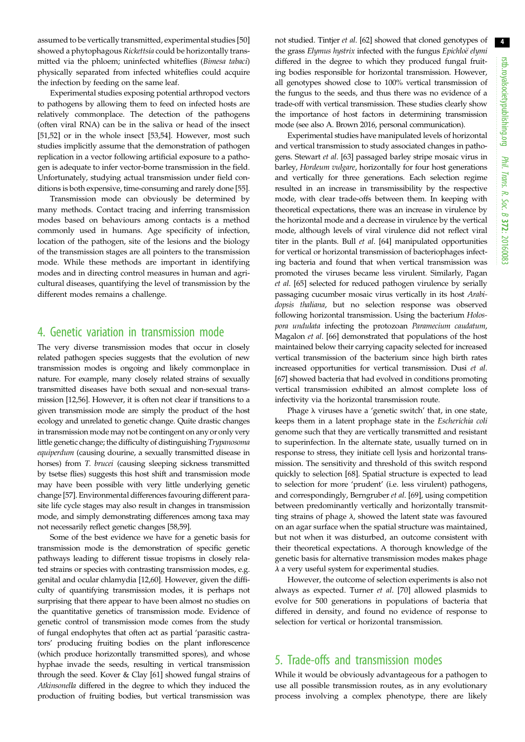assumed to be vertically transmitted, experimental studies [50] showed a phytophagous *Rickettsia* could be horizontally transmitted via the phloem; uninfected whiteflies (*Bimesa tabaci*) physically separated from infected whiteflies could acquire the infection by feeding on the same leaf.

Experimental studies exposing potential arthropod vectors to pathogens by allowing them to feed on infected hosts are relatively commonplace. The detection of the pathogens (often viral RNA) can be in the saliva or head of the insect [51,52] or in the whole insect [53,54]. However, most such studies implicitly assume that the demonstration of pathogen replication in a vector following artificial exposure to a pathogen is adequate to infer vector-borne transmission in the field. Unfortunately, studying actual transmission under field conditions is both expensive, time-consuming and rarely done [55].

Transmission mode can obviously be determined by many methods. Contact tracing and inferring transmission modes based on behaviours among contacts is a method commonly used in humans. Age specificity of infection, location of the pathogen, site of the lesions and the biology of the transmission stages are all pointers to the transmission mode. While these methods are important in identifying modes and in directing control measures in human and agricultural diseases, quantifying the level of transmission by the different modes remains a challenge.

## 4. Genetic variation in transmission mode

The very diverse transmission modes that occur in closely related pathogen species suggests that the evolution of new transmission modes is ongoing and likely commonplace in nature. For example, many closely related strains of sexually transmitted diseases have both sexual and non-sexual transmission [12,56]. However, it is often not clear if transitions to a given transmission mode are simply the product of the host ecology and unrelated to genetic change. Quite drastic changes in transmission mode may not be contingent on any or only very little genetic change; the difficulty of distinguishing *Trypanosoma equiperdum* (causing dourine, a sexually transmitted disease in horses) from *T. brucei* (causing sleeping sickness transmitted by tsetse flies) suggests this host shift and transmission mode may have been possible with very little underlying genetic change [57]. Environmental differences favouring different parasite life cycle stages may also result in changes in transmission mode, and simply demonstrating differences among taxa may not necessarily reflect genetic changes [58,59].

Some of the best evidence we have for a genetic basis for transmission mode is the demonstration of specific genetic pathways leading to different tissue tropisms in closely related strains or species with contrasting transmission modes, e.g. genital and ocular chlamydia [12,60]. However, given the difficulty of quantifying transmission modes, it is perhaps not surprising that there appear to have been almost no studies on the quantitative genetics of transmission mode. Evidence of genetic control of transmission mode comes from the study of fungal endophytes that often act as partial 'parasitic castrators' producing fruiting bodies on the plant inflorescence (which produce horizontally transmitted spores), and whose hyphae invade the seeds, resulting in vertical transmission through the seed. Kover & Clay [61] showed fungal strains of *Atkinsonella* differed in the degree to which they induced the production of fruiting bodies, but vertical transmission was not studied. Tintjer *et al*. [62] showed that cloned genotypes of the grass *Elymus hystrix* infected with the fungus *Epichloë elymi* differed in the degree to which they produced fungal fruiting bodies responsible for horizontal transmission. However, all genotypes showed close to 100% vertical transmission of the fungus to the seeds, and thus there was no evidence of a trade-off with vertical transmission. These studies clearly show the importance of host factors in determining transmission mode (see also A. Brown 2016, personal communication).

Experimental studies have manipulated levels of horizontal and vertical transmission to study associated changes in pathogens. Stewart *et al*. [63] passaged barley stripe mosaic virus in barley, *Hordeum vulgare*, horizontally for four host generations and vertically for three generations. Each selection regime resulted in an increase in transmissibility by the respective mode, with clear trade-offs between them. In keeping with theoretical expectations, there was an increase in virulence by the horizontal mode and a decrease in virulence by the vertical mode, although levels of viral virulence did not reflect viral titer in the plants. Bull *et al*. [64] manipulated opportunities for vertical or horizontal transmission of bacteriophages infecting bacteria and found that when vertical transmission was promoted the viruses became less virulent. Similarly, Pagan *et al*. [65] selected for reduced pathogen virulence by serially passaging cucumber mosaic virus vertically in its host *Arabidopsis thaliana*, but no selection response was observed following horizontal transmission. Using the bacterium *Holospora undulata* infecting the protozoan *Paramecium caudatum*, Magalon *et al*. [66] demonstrated that populations of the host maintained below their carrying capacity selected for increased vertical transmission of the bacterium since high birth rates increased opportunities for vertical transmission. Dusi *et al*. [67] showed bacteria that had evolved in conditions promoting vertical transmission exhibited an almost complete loss of infectivity via the horizontal transmission route.

Phage $\lambda$ viruses have a 'genetic switch' that, in one state, keeps them in a latent prophage state in the *Escherichia coli* genome such that they are vertically transmitted and resistant to superinfection. In the alternate state, usually turned on in response to stress, they initiate cell lysis and horizontal transmission. The sensitivity and threshold of this switch respond quickly to selection [68]. Spatial structure is expected to lead to selection for more 'prudent' (i.e. less virulent) pathogens, and correspondingly, Berngruber *et al*. [69], using competition between predominantly vertically and horizontally transmitting strains of phage $\lambda$, showed the latent state was favoured on an agar surface when the spatial structure was maintained, but not when it was disturbed, an outcome consistent with their theoretical expectations. A thorough knowledge of the genetic basis for alternative transmission modes makes phage $\lambda$ a very useful system for experimental studies.

However, the outcome of selection experiments is also not always as expected. Turner *et al*. [70] allowed plasmids to evolve for 500 generations in populations of bacteria that differed in density, and found no evidence of response to selection for vertical or horizontal transmission.

## 5. Trade-offs and transmission modes

While it would be obviously advantageous for a pathogen to use all possible transmission routes, as in any evolutionary process involving a complex phenotype, there are likely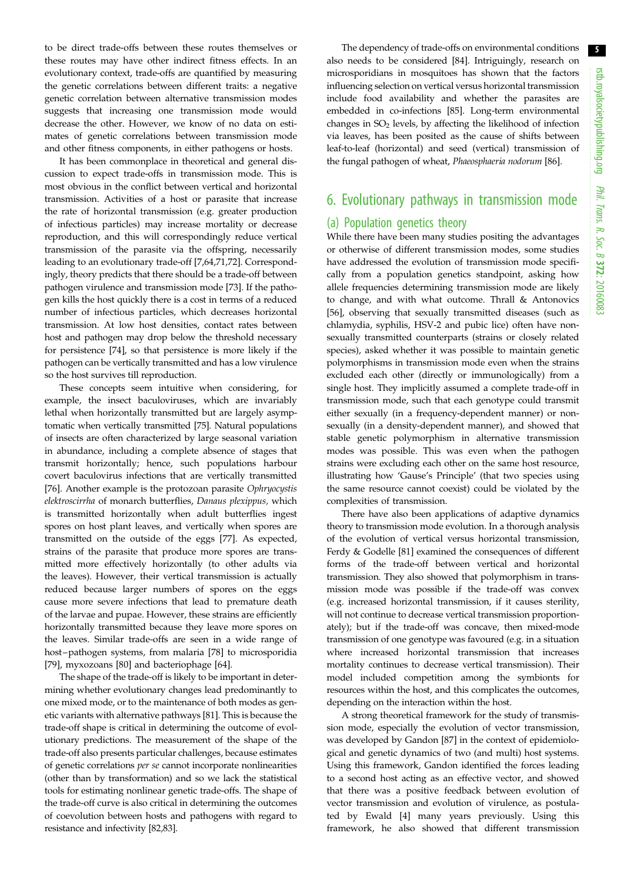to be direct trade-offs between these routes themselves or these routes may have other indirect fitness effects. In an evolutionary context, trade-offs are quantified by measuring the genetic correlations between different traits: a negative genetic correlation between alternative transmission modes suggests that increasing one transmission mode would decrease the other. However, we know of no data on estimates of genetic correlations between transmission mode and other fitness components, in either pathogens or hosts.

It has been commonplace in theoretical and general discussion to expect trade-offs in transmission mode. This is most obvious in the conflict between vertical and horizontal transmission. Activities of a host or parasite that increase the rate of horizontal transmission (e.g. greater production of infectious particles) may increase mortality or decrease reproduction, and this will correspondingly reduce vertical transmission of the parasite via the offspring, necessarily leading to an evolutionary trade-off [7,64,71,72]. Correspondingly, theory predicts that there should be a trade-off between pathogen virulence and transmission mode [73]. If the pathogen kills the host quickly there is a cost in terms of a reduced number of infectious particles, which decreases horizontal transmission. At low host densities, contact rates between host and pathogen may drop below the threshold necessary for persistence [74], so that persistence is more likely if the pathogen can be vertically transmitted and has a low virulence so the host survives till reproduction.

These concepts seem intuitive when considering, for example, the insect baculoviruses, which are invariably lethal when horizontally transmitted but are largely asymptomatic when vertically transmitted [75]. Natural populations of insects are often characterized by large seasonal variation in abundance, including a complete absence of stages that transmit horizontally; hence, such populations harbour covert baculovirus infections that are vertically transmitted [76]. Another example is the protozoan parasite *Ophryocystis elektroscirrha* of monarch butterflies, *Danaus plexippus,* which is transmitted horizontally when adult butterflies ingest spores on host plant leaves, and vertically when spores are transmitted on the outside of the eggs [77]. As expected, strains of the parasite that produce more spores are transmitted more effectively horizontally (to other adults via the leaves). However, their vertical transmission is actually reduced because larger numbers of spores on the eggs cause more severe infections that lead to premature death of the larvae and pupae. However, these strains are efficiently horizontally transmitted because they leave more spores on the leaves. Similar trade-offs are seen in a wide range of host–pathogen systems, from malaria [78] to microsporidia [79], myxozoans [80] and bacteriophage [64].

The shape of the trade-off is likely to be important in determining whether evolutionary changes lead predominantly to one mixed mode, or to the maintenance of both modes as genetic variants with alternative pathways [81]. This is because the trade-off shape is critical in determining the outcome of evolutionary predictions. The measurement of the shape of the trade-off also presents particular challenges, because estimates of genetic correlations *per se* cannot incorporate nonlinearities (other than by transformation) and so we lack the statistical tools for estimating nonlinear genetic trade-offs. The shape of the trade-off curve is also critical in determining the outcomes of coevolution between hosts and pathogens with regard to resistance and infectivity [82,83].

The dependency of trade-offs on environmental conditions also needs to be considered [84]. Intriguingly, research on microsporidians in mosquitoes has shown that the factors influencing selection on vertical versus horizontal transmission include food availability and whether the parasites are embedded in co-infections [85]. Long-term environmental changes in $SO_2$ levels, by affecting the likelihood of infection via leaves, has been posited as the cause of shifts between leaf-to-leaf (horizontal) and seed (vertical) transmission of the fungal pathogen of wheat, *Phaeosphaeria nodorum* [86].

## 6. Evolutionary pathways in transmission mode

### (a) Population genetics theory

While there have been many studies positing the advantages or otherwise of different transmission modes, some studies have addressed the evolution of transmission mode specifically from a population genetics standpoint, asking how allele frequencies determining transmission mode are likely to change, and with what outcome. Thrall & Antonovics [56], observing that sexually transmitted diseases (such as chlamydia, syphilis, HSV-2 and pubic lice) often have non-sexually transmitted counterparts (strains or closely related species), asked whether it was possible to maintain genetic polymorphisms in transmission mode even when the strains excluded each other (directly or immunologically) from a single host. They implicitly assumed a complete trade-off in transmission mode, such that each genotype could transmit either sexually (in a frequency-dependent manner) or non-sexually (in a density-dependent manner), and showed that stable genetic polymorphism in alternative transmission modes was possible. This was even when the pathogen strains were excluding each other on the same host resource, illustrating how 'Gause's Principle' (that two species using the same resource cannot coexist) could be violated by the complexities of transmission.

There have also been applications of adaptive dynamics theory to transmission mode evolution. In a thorough analysis of the evolution of vertical versus horizontal transmission, Ferdy & Godelle [81] examined the consequences of different forms of the trade-off between vertical and horizontal transmission. They also showed that polymorphism in transmission mode was possible if the trade-off was convex (e.g. increased horizontal transmission, if it causes sterility, will not continue to decrease vertical transmission proportionately); but if the trade-off was concave, then mixed-mode transmission of one genotype was favoured (e.g. in a situation where increased horizontal transmission that increases mortality continues to decrease vertical transmission). Their model included competition among the symbionts for resources within the host, and this complicates the outcomes, depending on the interaction within the host.

A strong theoretical framework for the study of transmission mode, especially the evolution of vector transmission, was developed by Gandon [87] in the context of epidemiological and genetic dynamics of two (and multi) host systems. Using this framework, Gandon identified the forces leading to a second host acting as an effective vector, and showed that there was a positive feedback between evolution of vector transmission and evolution of virulence, as postulated by Ewald [4] many years previously. Using this framework, he also showed that different transmission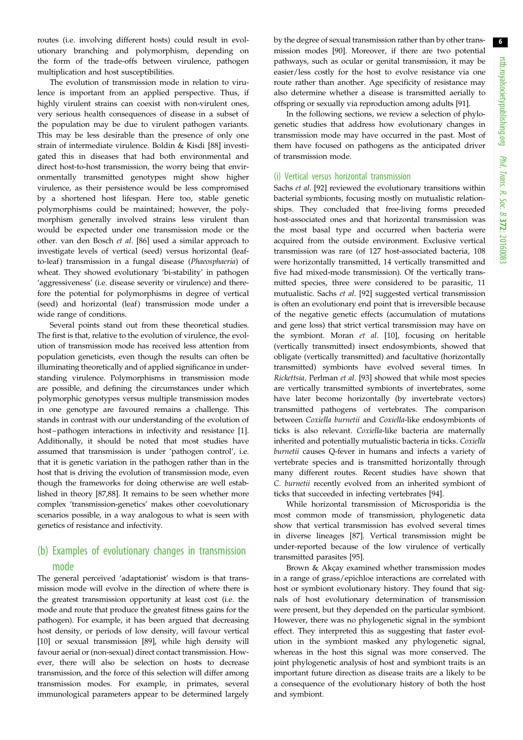routes (i.e. involving different hosts) could result in evolutionary branching and polymorphism, depending on the form of the trade-offs between virulence, pathogen multiplication and host susceptibilities.

The evolution of transmission mode in relation to virulence is important from an applied perspective. Thus, if highly virulent strains can coexist with non-virulent ones, very serious health consequences of disease in a subset of the population may be due to virulent pathogen variants. This may be less desirable than the presence of only one strain of intermediate virulence. Boldin & Kisdi [88] investigated this in diseases that had both environmental and direct host-to-host transmission, the worry being that environmentally transmitted genotypes might show higher virulence, as their persistence would be less compromised by a shortened host lifespan. Here too, stable genetic polymorphisms could be maintained; however, the polymorphism generally involved strains less virulent than would be expected under one transmission mode or the other. van den Bosch *et al*. [86] used a similar approach to investigate levels of vertical (seed) versus horizontal (leaf-to-leaf) transmission in a fungal disease (*Phaeosphaeria*) of wheat. They showed evolutionary 'bi-stability' in pathogen 'aggressiveness' (i.e. disease severity or virulence) and therefore the potential for polymorphisms in degree of vertical (seed) and horizontal (leaf) transmission mode under a wide range of conditions.

Several points stand out from these theoretical studies. The first is that, relative to the evolution of virulence, the evolution of transmission mode has received less attention from population geneticists, even though the results can often be illuminating theoretically and of applied significance in understanding virulence. Polymorphisms in transmission mode are possible, and defining the circumstances under which polymorphic genotypes versus multiple transmission modes in one genotype are favoured remains a challenge. This stands in contrast with our understanding of the evolution of host–pathogen interactions in infectivity and resistance [1]. Additionally, it should be noted that most studies have assumed that transmission is under 'pathogen control', i.e. that it is genetic variation in the pathogen rather than in the host that is driving the evolution of transmission mode, even though the frameworks for doing otherwise are well established in theory [87,88]. It remains to be seen whether more complex 'transmission-genetics' makes other coevolutionary scenarios possible, in a way analogous to what is seen with genetics of resistance and infectivity.

## (b) Examples of evolutionary changes in transmission mode

The general perceived 'adaptationist' wisdom is that transmission mode will evolve in the direction of where there is the greatest transmission opportunity at least cost (i.e. the mode and route that produce the greatest fitness gains for the pathogen). For example, it has been argued that decreasing host density, or periods of low density, will favour vertical [10] or sexual transmission [89], while high density will favour aerial or (non-sexual) direct contact transmission. However, there will also be selection on hosts to decrease transmission, and the force of this selection will differ among transmission modes. For example, in primates, several immunological parameters appear to be determined largely by the degree of sexual transmission rather than by other transmission modes [90]. Moreover, if there are two potential pathways, such as ocular or genital transmission, it may be easier/less costly for the host to evolve resistance via one route rather than another. Age specificity of resistance may also determine whether a disease is transmitted aerially to offspring or sexually via reproduction among adults [91].

In the following sections, we review a selection of phylogenetic studies that address how evolutionary changes in transmission mode may have occurred in the past. Most of them have focused on pathogens as the anticipated driver of transmission mode.

### (i) Vertical versus horizontal transmission

Sachs *et al*. [92] reviewed the evolutionary transitions within bacterial symbionts, focusing mostly on mutualistic relationships. They concluded that free-living forms preceded host-associated ones and that horizontal transmission was the most basal type and occurred when bacteria were acquired from the outside environment. Exclusive vertical transmission was rare (of 127 host-associated bacteria, 108 were horizontally transmitted, 14 vertically transmitted and five had mixed-mode transmission). Of the vertically transmitted species, three were considered to be parasitic, 11 mutualistic. Sachs *et al*. [92] suggested vertical transmission is often an evolutionary end point that is irreversible because of the negative genetic effects (accumulation of mutations and gene loss) that strict vertical transmission may have on the symbiont. Moran *et al*. [10], focusing on heritable (vertically transmitted) insect endosymbionts, showed that obligate (vertically transmitted) and facultative (horizontally transmitted) symbionts have evolved several times. In *Rickettsia*, Perlman *et al*. [93] showed that while most species are vertically transmitted symbionts of invertebrates, some have later become horizontally (by invertebrate vectors) transmitted pathogens of vertebrates. The comparison between *Coxiella burnetii* and *Coxiella*-like endosymbionts of ticks is also relevant. *Coxiella*-like bacteria are maternally inherited and potentially mutualistic bacteria in ticks. *Coxiella burnetii* causes Q-fever in humans and infects a variety of vertebrate species and is transmitted horizontally through many different routes. Recent studies have shown that *C. burnetii* recently evolved from an inherited symbiont of ticks that succeeded in infecting vertebrates [94].

While horizontal transmission of Microsporidia is the most common mode of transmission, phylogenetic data show that vertical transmission has evolved several times in diverse lineages [87]. Vertical transmission might be under-reported because of the low virulence of vertically transmitted parasites [95].

Brown & Akçay examined whether transmission modes in a range of grass/epichloe interactions are correlated with host or symbiont evolutionary history. They found that signals of host evolutionary determination of transmission were present, but they depended on the particular symbiont. However, there was no phylogenetic signal in the symbiont effect. They interpreted this as suggesting that faster evolution in the symbiont masked any phylogenetic signal, whereas in the host this signal was more conserved. The joint phylogenetic analysis of host and symbiont traits is an important future direction as disease traits are a likely to be a consequence of the evolutionary history of both the host and symbiont.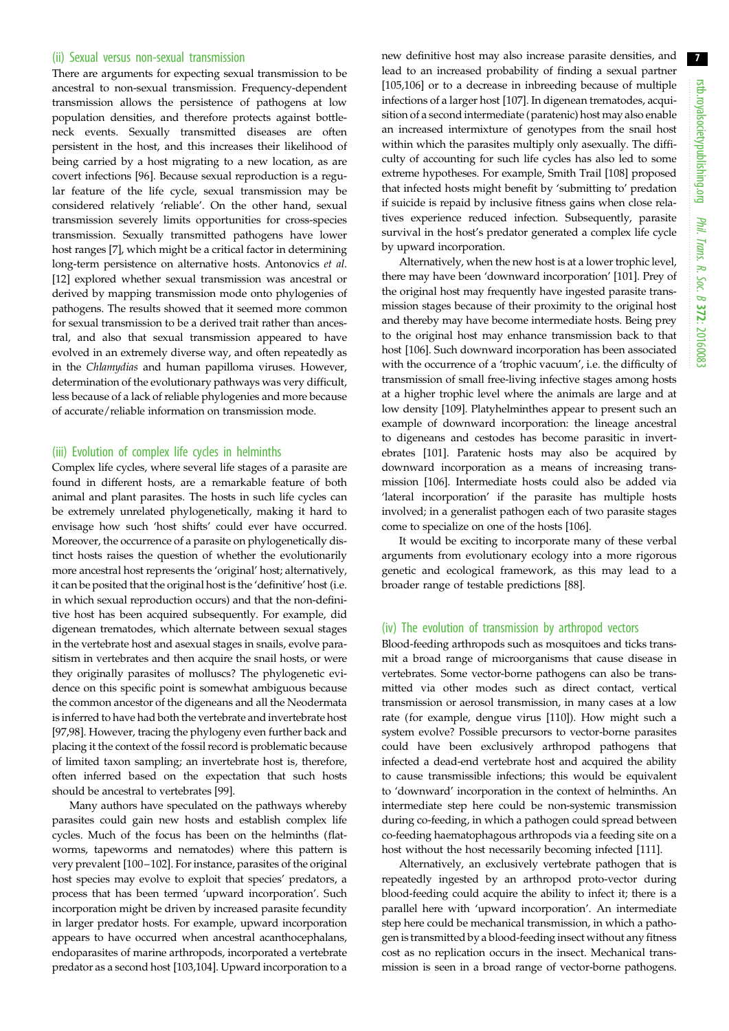### (ii) Sexual versus non-sexual transmission

There are arguments for expecting sexual transmission to be ancestral to non-sexual transmission. Frequency-dependent transmission allows the persistence of pathogens at low population densities, and therefore protects against bottleneck events. Sexually transmitted diseases are often persistent in the host, and this increases their likelihood of being carried by a host migrating to a new location, as are covert infections [96]. Because sexual reproduction is a regular feature of the life cycle, sexual transmission may be considered relatively 'reliable'. On the other hand, sexual transmission severely limits opportunities for cross-species transmission. Sexually transmitted pathogens have lower host ranges [7], which might be a critical factor in determining long-term persistence on alternative hosts. Antonovics *et al.* [12] explored whether sexual transmission was ancestral or derived by mapping transmission mode onto phylogenies of pathogens. The results showed that it seemed more common for sexual transmission to be a derived trait rather than ancestral, and also that sexual transmission appeared to have evolved in an extremely diverse way, and often repeatedly as in the *Chlamydias* and human papilloma viruses. However, determination of the evolutionary pathways was very difficult, less because of a lack of reliable phylogenies and more because of accurate/reliable information on transmission mode.

### (iii) Evolution of complex life cycles in helminths

Complex life cycles, where several life stages of a parasite are found in different hosts, are a remarkable feature of both animal and plant parasites. The hosts in such life cycles can be extremely unrelated phylogenetically, making it hard to envisage how such 'host shifts' could ever have occurred. Moreover, the occurrence of a parasite on phylogenetically distinct hosts raises the question of whether the evolutionarily more ancestral host represents the 'original' host; alternatively, it can be posited that the original host is the 'definitive' host (i.e. in which sexual reproduction occurs) and that the non-definitive host has been acquired subsequently. For example, did digenean trematodes, which alternate between sexual stages in the vertebrate host and asexual stages in snails, evolve parasitism in vertebrates and then acquire the snail hosts, or were they originally parasites of molluscs? The phylogenetic evidence on this specific point is somewhat ambiguous because the common ancestor of the digeneans and all the Neodermata is inferred to have had both the vertebrate and invertebrate host [97,98]. However, tracing the phylogeny even further back and placing it the context of the fossil record is problematic because of limited taxon sampling; an invertebrate host is, therefore, often inferred based on the expectation that such hosts should be ancestral to vertebrates [99].

Many authors have speculated on the pathways whereby parasites could gain new hosts and establish complex life cycles. Much of the focus has been on the helminths (flatworms, tapeworms and nematodes) where this pattern is very prevalent [100–102]. For instance, parasites of the original host species may evolve to exploit that species' predators, a process that has been termed 'upward incorporation'. Such incorporation might be driven by increased parasite fecundity in larger predator hosts. For example, upward incorporation appears to have occurred when ancestral acanthocephalans, endoparasites of marine arthropods, incorporated a vertebrate predator as a second host [103,104]. Upward incorporation to a new definitive host may also increase parasite densities, and lead to an increased probability of finding a sexual partner [105,106] or to a decrease in inbreeding because of multiple infections of a larger host [107]. In digenean trematodes, acquisition of a second intermediate (paratenic) host may also enable an increased intermixture of genotypes from the snail host within which the parasites multiply only asexually. The difficulty of accounting for such life cycles has also led to some extreme hypotheses. For example, Smith Trail [108] proposed that infected hosts might benefit by 'submitting to' predation if suicide is repaid by inclusive fitness gains when close relatives experience reduced infection. Subsequently, parasite survival in the host's predator generated a complex life cycle by upward incorporation.

Alternatively, when the new host is at a lower trophic level, there may have been 'downward incorporation' [101]. Prey of the original host may frequently have ingested parasite transmission stages because of their proximity to the original host and thereby may have become intermediate hosts. Being prey to the original host may enhance transmission back to that host [106]. Such downward incorporation has been associated with the occurrence of a 'trophic vacuum', i.e. the difficulty of transmission of small free-living infective stages among hosts at a higher trophic level where the animals are large and at low density [109]. Platyhelminthes appear to present such an example of downward incorporation: the lineage ancestral to digeneans and cestodes has become parasitic in invertebrates [101]. Paratenic hosts may also be acquired by downward incorporation as a means of increasing transmission [106]. Intermediate hosts could also be added via 'lateral incorporation' if the parasite has multiple hosts involved; in a generalist pathogen each of two parasite stages come to specialize on one of the hosts [106].

It would be exciting to incorporate many of these verbal arguments from evolutionary ecology into a more rigorous genetic and ecological framework, as this may lead to a broader range of testable predictions [88].

### (iv) The evolution of transmission by arthropod vectors

Blood-feeding arthropods such as mosquitoes and ticks transmit a broad range of microorganisms that cause disease in vertebrates. Some vector-borne pathogens can also be transmitted via other modes such as direct contact, vertical transmission or aerosol transmission, in many cases at a low rate (for example, dengue virus [110]). How might such a system evolve? Possible precursors to vector-borne parasites could have been exclusively arthropod pathogens that infected a dead-end vertebrate host and acquired the ability to cause transmissible infections; this would be equivalent to 'downward' incorporation in the context of helminths. An intermediate step here could be non-systemic transmission during co-feeding, in which a pathogen could spread between co-feeding haematophagous arthropods via a feeding site on a host without the host necessarily becoming infected [111].

Alternatively, an exclusively vertebrate pathogen that is repeatedly ingested by an arthropod proto-vector during blood-feeding could acquire the ability to infect it; there is a parallel here with 'upward incorporation'. An intermediate step here could be mechanical transmission, in which a pathogen is transmitted by a blood-feeding insect without any fitness cost as no replication occurs in the insect. Mechanical transmission is seen in a broad range of vector-borne pathogens.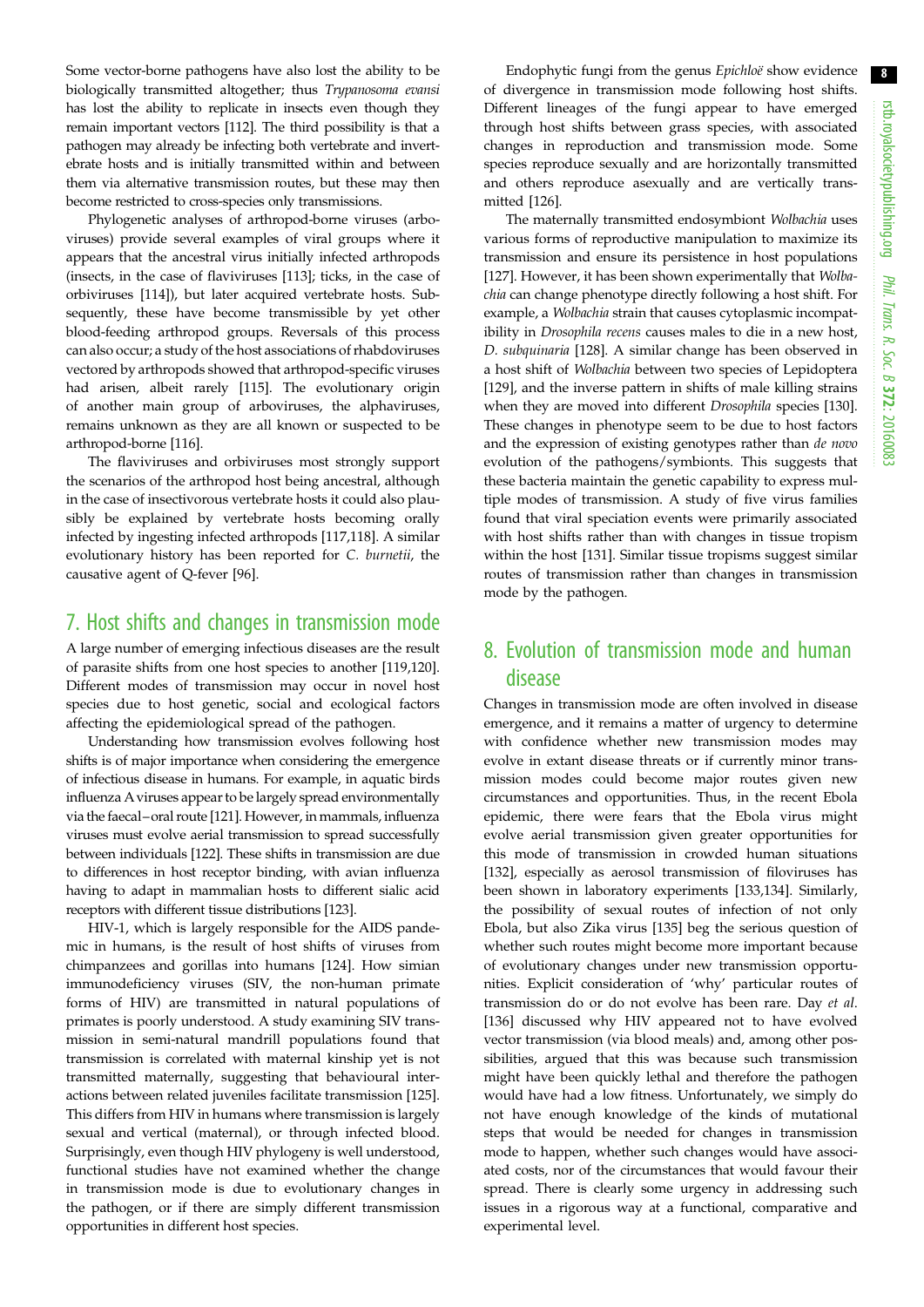Some vector-borne pathogens have also lost the ability to be biologically transmitted altogether; thus *Trypanosoma evansi* has lost the ability to replicate in insects even though they remain important vectors [112]. The third possibility is that a pathogen may already be infecting both vertebrate and invertebrate hosts and is initially transmitted within and between them via alternative transmission routes, but these may then become restricted to cross-species only transmissions.

Phylogenetic analyses of arthropod-borne viruses (arboviruses) provide several examples of viral groups where it appears that the ancestral virus initially infected arthropods (insects, in the case of flaviviruses [113]; ticks, in the case of orbiviruses [114]), but later acquired vertebrate hosts. Subsequently, these have become transmissible by yet other blood-feeding arthropod groups. Reversals of this process can also occur; a study of the host associations of rhabdoviruses vectored by arthropods showed that arthropod-specific viruses had arisen, albeit rarely [115]. The evolutionary origin of another main group of arboviruses, the alphaviruses, remains unknown as they are all known or suspected to be arthropod-borne [116].

The flaviviruses and orbiviruses most strongly support the scenarios of the arthropod host being ancestral, although in the case of insectivorous vertebrate hosts it could also plausibly be explained by vertebrate hosts becoming orally infected by ingesting infected arthropods [117,118]. A similar evolutionary history has been reported for *C. burnetii*, the causative agent of Q-fever [96].

## 7. Host shifts and changes in transmission mode

A large number of emerging infectious diseases are the result of parasite shifts from one host species to another [119,120]. Different modes of transmission may occur in novel host species due to host genetic, social and ecological factors affecting the epidemiological spread of the pathogen.

Understanding how transmission evolves following host shifts is of major importance when considering the emergence of infectious disease in humans. For example, in aquatic birds influenza A viruses appear to be largely spread environmentally via the faecal–oral route [121]. However, in mammals, influenza viruses must evolve aerial transmission to spread successfully between individuals [122]. These shifts in transmission are due to differences in host receptor binding, with avian influenza having to adapt in mammalian hosts to different sialic acid receptors with different tissue distributions [123].

HIV-1, which is largely responsible for the AIDS pandemic in humans, is the result of host shifts of viruses from chimpanzees and gorillas into humans [124]. How simian immunodeficiency viruses (SIV, the non-human primate forms of HIV) are transmitted in natural populations of primates is poorly understood. A study examining SIV transmission in semi-natural mandrill populations found that transmission is correlated with maternal kinship yet is not transmitted maternally, suggesting that behavioural interactions between related juveniles facilitate transmission [125]. This differs from HIV in humans where transmission is largely sexual and vertical (maternal), or through infected blood. Surprisingly, even though HIV phylogeny is well understood, functional studies have not examined whether the change in transmission mode is due to evolutionary changes in the pathogen, or if there are simply different transmission opportunities in different host species.

Endophytic fungi from the genus *Epichloë* show evidence of divergence in transmission mode following host shifts. Different lineages of the fungi appear to have emerged through host shifts between grass species, with associated changes in reproduction and transmission mode. Some species reproduce sexually and are horizontally transmitted and others reproduce asexually and are vertically transmitted [126].

The maternally transmitted endosymbiont *Wolbachia* uses various forms of reproductive manipulation to maximize its transmission and ensure its persistence in host populations [127]. However, it has been shown experimentally that *Wolbachia* can change phenotype directly following a host shift. For example, a *Wolbachia* strain that causes cytoplasmic incompatibility in *Drosophila recens* causes males to die in a new host, *D. subquinaria* [128]. A similar change has been observed in a host shift of *Wolbachia* between two species of Lepidoptera [129], and the inverse pattern in shifts of male killing strains when they are moved into different *Drosophila* species [130]. These changes in phenotype seem to be due to host factors and the expression of existing genotypes rather than *de novo* evolution of the pathogens/symbionts. This suggests that these bacteria maintain the genetic capability to express multiple modes of transmission. A study of five virus families found that viral speciation events were primarily associated with host shifts rather than with changes in tissue tropism within the host [131]. Similar tissue tropisms suggest similar routes of transmission rather than changes in transmission mode by the pathogen.

## 8. Evolution of transmission mode and human disease

Changes in transmission mode are often involved in disease emergence, and it remains a matter of urgency to determine with confidence whether new transmission modes may evolve in extant disease threats or if currently minor transmission modes could become major routes given new circumstances and opportunities. Thus, in the recent Ebola epidemic, there were fears that the Ebola virus might evolve aerial transmission given greater opportunities for this mode of transmission in crowded human situations [132], especially as aerosol transmission of filoviruses has been shown in laboratory experiments [133,134]. Similarly, the possibility of sexual routes of infection of not only Ebola, but also Zika virus [135] beg the serious question of whether such routes might become more important because of evolutionary changes under new transmission opportunities. Explicit consideration of 'why' particular routes of transmission do or do not evolve has been rare. Day *et al.* [136] discussed why HIV appeared not to have evolved vector transmission (via blood meals) and, among other possibilities, argued that this was because such transmission might have been quickly lethal and therefore the pathogen would have had a low fitness. Unfortunately, we simply do not have enough knowledge of the kinds of mutational steps that would be needed for changes in transmission mode to happen, whether such changes would have associated costs, nor of the circumstances that would favour their spread. There is clearly some urgency in addressing such issues in a rigorous way at a functional, comparative and experimental level.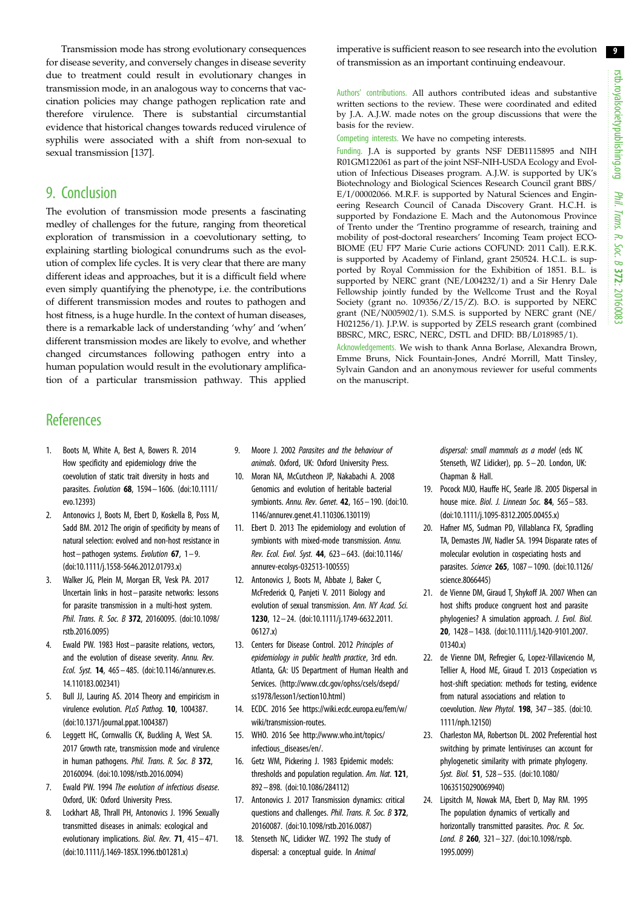Transmission mode has strong evolutionary consequences for disease severity, and conversely changes in disease severity due to treatment could result in evolutionary changes in transmission mode, in an analogous way to concerns that vaccination policies may change pathogen replication rate and therefore virulence. There is substantial circumstantial evidence that historical changes towards reduced virulence of syphilis were associated with a shift from non-sexual to sexual transmission [137].

## 9. Conclusion

The evolution of transmission mode presents a fascinating medley of challenges for the future, ranging from theoretical exploration of transmission in a coevolutionary setting, to explaining startling biological conundrums such as the evolution of complex life cycles. It is very clear that there are many different ideas and approaches, but it is a difficult field where even simply quantifying the phenotype, i.e. the contributions of different transmission modes and routes to pathogen and host fitness, is a huge hurdle. In the context of human diseases, there is a remarkable lack of understanding 'why' and 'when' different transmission modes are likely to evolve, and whether changed circumstances following pathogen entry into a human population would result in the evolutionary amplification of a particular transmission pathway. This applied imperative is sufficient reason to see research into the evolution of transmission as an important continuing endeavour.

Authors' contributions. All authors contributed ideas and substantive written sections to the review. These were coordinated and edited by J.A. A.J.W. made notes on the group discussions that were the basis for the review.

Competing interests. We have no competing interests.

Funding. J.A is supported by grants NSF DEB1115895 and NIH R01GM122061 as part of the joint NSF-NIH-USDA Ecology and Evolution of Infectious Diseases program. A.J.W. is supported by UK's Biotechnology and Biological Sciences Research Council grant BBS/E/I/00002066. M.R.F. is supported by Natural Sciences and Engineering Research Council of Canada Discovery Grant. H.C.H. is supported by Fondazione E. Mach and the Autonomous Province of Trento under the 'Trentino programme of research, training and mobility of post-doctoral researchers' Incoming Team project ECO-BIOME (EU FP7 Marie Curie actions COFUND: 2011 Call). E.R.K. is supported by Academy of Finland, grant 250524. H.C.L. is supported by Royal Commission for the Exhibition of 1851. B.L. is supported by NERC grant (NE/L004232/1) and a Sir Henry Dale Fellowship jointly funded by the Wellcome Trust and the Royal Society (grant no. 109356/Z/15/Z). B.O. is supported by NERC grant (NE/N005902/1). S.M.S. is supported by NERC grant (NE/H021256/1). J.P.W. is supported by ZELS research grant (combined BBSRC, MRC, ESRC, NERC, DSTL and DFID: BB/L018985/1).

Acknowledgements. We wish to thank Anna Borlase, Alexandra Brown, Emme Bruns, Nick Fountain-Jones, André Morrill, Matt Tinsley, Sylvain Gandon and an anonymous reviewer for useful comments on the manuscript.

## References

1. Boots M, White A, Best A, Bowers R. 2014 How specificity and epidemiology drive the coevolution of static trait diversity in hosts and parasites. *Evolution* **68**, 1594–1606. (doi:10.1111/evo.12393)
2. Antonovics J, Boots M, Ebert D, Koskella B, Poss M, Sadd BM. 2012 The origin of specificity by means of natural selection: evolved and non-host resistance in host–pathogen systems. *Evolution* **67**, 1–9. (doi:10.1111/j.1558-5646.2012.01793.x)
3. Walker JG, Plein M, Morgan ER, Vesk PA. 2017 Uncertain links in host–parasite networks: lessons for parasite transmission in a multi-host system. *Phil. Trans. R. Soc. B* **372**, 20160095. (doi:10.1098/rstb.2016.0095)
4. Ewald PW. 1983 Host–parasite relations, vectors, and the evolution of disease severity. *Annu. Rev. Ecol. Syst.* **14**, 465–485. (doi:10.1146/annurev.es.14.110183.002341)
5. Bull JJ, Lauring AS. 2014 Theory and empiricism in virulence evolution. *PLoS Pathog.* **10**, 1004387. (doi:10.1371/journal.ppat.1004387)
6. Leggett HC, Cornwallis CK, Buckling A, West SA. 2017 Growth rate, transmission mode and virulence in human pathogens. *Phil. Trans. R. Soc. B* **372**, 20160094. (doi:10.1098/rstb.2016.0094)
7. Ewald PW. 1994 *The evolution of infectious disease*. Oxford, UK: Oxford University Press.
8. Lockhart AB, Thrall PH, Antonovics J. 1996 Sexually transmitted diseases in animals: ecological and evolutionary implications. *Biol. Rev.* **71**, 415–471. (doi:10.1111/j.1469-185X.1996.tb01281.x)
9. Moore J. 2002 *Parasites and the behaviour of animals*. Oxford, UK: Oxford University Press.
10. Moran NA, McCutcheon JP, Nakabachi A. 2008 Genomics and evolution of heritable bacterial symbionts. *Annu. Rev. Genet.* **42**, 165–190. (doi:10.1146/annurev.genet.41.110306.130119)
11. Ebert D. 2013 The epidemiology and evolution of symbionts with mixed-mode transmission. *Annu. Rev. Ecol. Evol. Syst.* **44**, 623–643. (doi:10.1146/annurev-ecolsys-032513-100555)
12. Antonovics J, Boots M, Abbate J, Baker C, McFrederick Q, Panjeti V. 2011 Biology and evolution of sexual transmission. *Ann. NY Acad. Sci.* **1230**, 12–24. (doi:10.1111/j.1749-6632.2011.06127.x)
13. Centers for Disease Control. 2012 *Principles of epidemiology in public health practice*, 3rd edn. Atlanta, GA: US Department of Human Health and Services. (http://www.cdc.gov/ophss/csels/dsepd/ss1978/lesson1/section10.html)
14. ECDC. 2016 See https://wiki.ecdc.europa.eu/fem/w/wiki/transmission-routes.
15. WHO. 2016 See http://www.who.int/topics/infectious_diseases/en/.
16. Getz WM, Pickering J. 1983 Epidemic models: thresholds and population regulation. *Am. Nat.* **121**, 892–898. (doi:10.1086/284112)
17. Antonovics J. 2017 Transmission dynamics: critical questions and challenges. *Phil. Trans. R. Soc. B* **372**, 20160087. (doi:10.1098/rstb.2016.0087)
18. Stenseth NC, Lidicker WZ. 1992 The study of dispersal: a conceptual guide. In *Animal dispersal: small mammals as a model* (eds NC Stenseth, WZ Lidicker), pp. 5–20. London, UK: Chapman & Hall.
19. Pocock MJO, Hauffe HC, Searle JB. 2005 Dispersal in house mice. *Biol. J. Linnean Soc.* **84**, 565–583. (doi:10.1111/j.1095-8312.2005.00455.x)
20. Hafner MS, Sudman PD, Villablanca FX, Spradling TA, Demastes JW, Nadler SA. 1994 Disparate rates of molecular evolution in cospeciating hosts and parasites. *Science* **265**, 1087–1090. (doi:10.1126/science.8066445)
21. de Vienne DM, Giraud T, Shykoff JA. 2007 When can host shifts produce congruent host and parasite phylogenies? A simulation approach. *J. Evol. Biol.* **20**, 1428–1438. (doi:10.1111/j.1420-9101.2007.01340.x)
22. de Vienne DM, Refregier G, Lopez-Villavicencio M, Tellier A, Hood ME, Giraud T. 2013 Cospeciation vs host-shift speciation: methods for testing, evidence from natural associations and relation to coevolution. *New Phytol.* **198**, 347–385. (doi:10.1111/nph.12150)
23. Charleston MA, Robertson DL. 2002 Preferential host switching by primate lentiviruses can account for phylogenetic similarity with primate phylogeny. *Syst. Biol.* **51**, 528–535. (doi:10.1080/10635150290069940)
24. Lipsitch M, Nowak MA, Ebert D, May RM. 1995 The population dynamics of vertically and horizontally transmitted parasites. *Proc. R. Soc. Lond. B* **260**, 321–327. (doi:10.1098/rspb.1995.0099)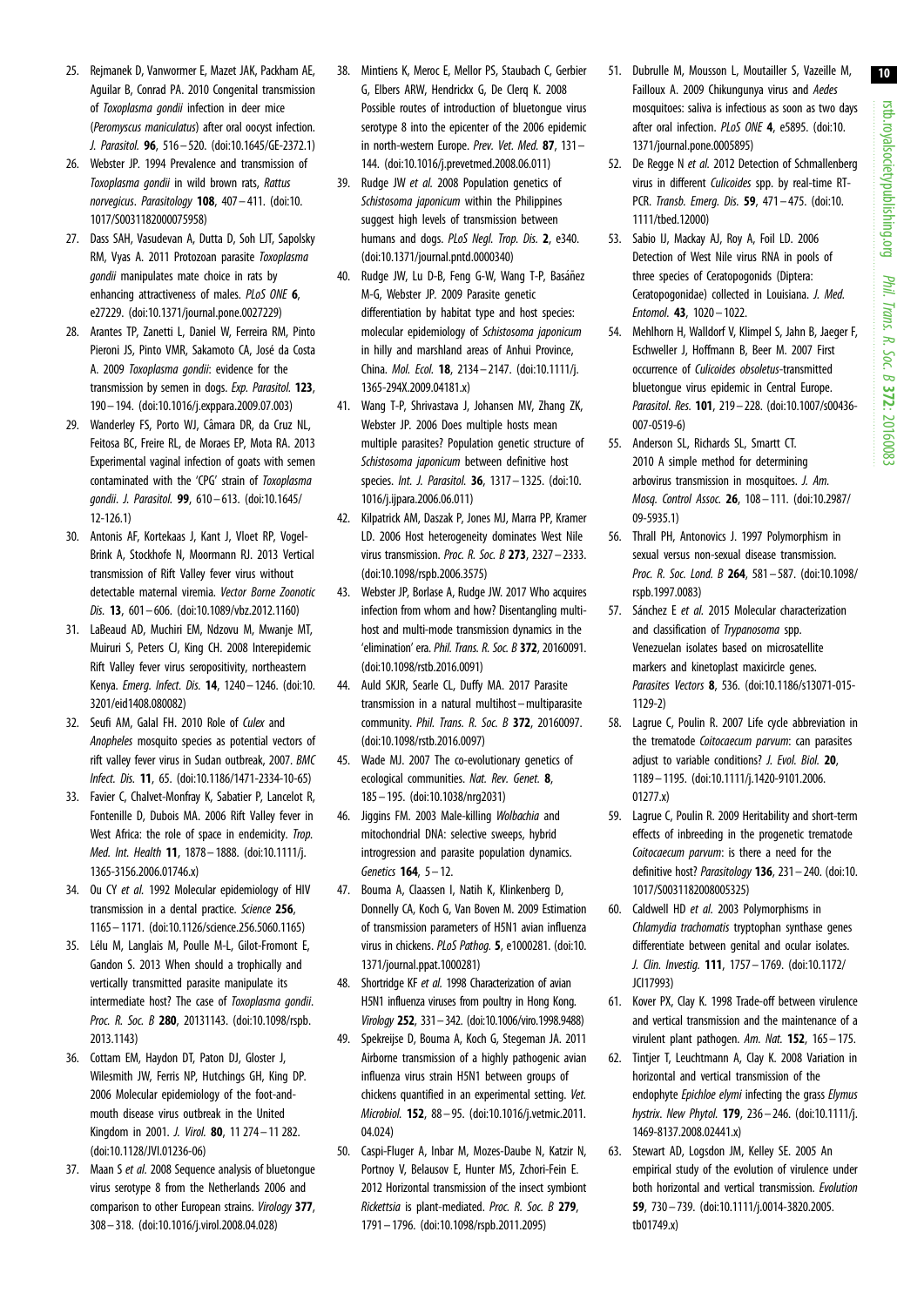25. Rejmanek D, Vanwormer E, Mazet JAK, Packham AE, Aguilar B, Conrad PA. 2010 Congenital transmission of *Toxoplasma gondii* infection in deer mice (*Peromyscus maniculatus*) after oral oocyst infection. *J. Parasitol.* **96**, 516–520. (doi:10.1645/GE-2372.1)

26. Webster JP. 1994 Prevalence and transmission of *Toxoplasma gondii* in wild brown rats, *Rattus norvegicus*. *Parasitology* **108**, 407–411. (doi:10.1017/S0031182000075958)

27. Dass SAH, Vasudevan A, Dutta D, Soh LJT, Sapolsky RM, Vyas A. 2011 Protozoan parasite *Toxoplasma gondii* manipulates mate choice in rats by enhancing attractiveness of males. *PLoS ONE* **6**, e27229. (doi:10.1371/journal.pone.0027229)

28. Arantes TP, Zanetti L, Daniel W, Ferreira RM, Pinto Pieroni JS, Pinto VMR, Sakamoto CA, José da Costa A. 2009 *Toxoplasma gondii*: evidence for the transmission by semen in dogs. *Exp. Parasitol.* **123**, 190–194. (doi:10.1016/j.exppara.2009.07.003)

29. Wanderley FS, Porto WJ, Câmara DR, da Cruz NL, Feitosa BC, Freire RL, de Moraes EP, Mota RA. 2013 Experimental vaginal infection of goats with semen contaminated with the 'CPG' strain of *Toxoplasma gondii*. *J. Parasitol.* **99**, 610–613. (doi:10.1645/12-126.1)

30. Antonis AF, Kortekaas J, Kant J, Vloet RP, Vogel-Brink A, Stockhofe N, Moormann RJ. 2013 Vertical transmission of Rift Valley fever virus without detectable maternal viremia. *Vector Borne Zoonotic Dis.* **13**, 601–606. (doi:10.1089/vbz.2012.1160)

31. LaBeaud AD, Muchiri EM, Ndzovu M, Mwanje MT, Muiruri S, Peters CJ, King CH. 2008 Interepidemic Rift Valley fever virus seropositivity, northeastern Kenya. *Emerg. Infect. Dis.* **14**, 1240–1246. (doi:10.3201/eid1408.080082)

32. Seufi AM, Galal FH. 2010 Role of *Culex* and *Anopheles* mosquito species as potential vectors of rift valley fever virus in Sudan outbreak, 2007. *BMC Infect. Dis.* **11**, 65. (doi:10.1186/1471-2334-10-65)

33. Favier C, Chalvet-Monfray K, Sabatier P, Lancelot R, Fontenille D, Dubois MA. 2006 Rift Valley fever in West Africa: the role of space in endemicity. *Trop. Med. Int. Health* **11**, 1878–1888. (doi:10.1111/j.1365-3156.2006.01746.x)

34. Ou CY *et al.* 1992 Molecular epidemiology of HIV transmission in a dental practice. *Science* **256**, 1165–1171. (doi:10.1126/science.256.5060.1165)

35. Lélu M, Langlais M, Poulle M-L, Gilot-Fromont E, Gandon S. 2013 When should a trophically and vertically transmitted parasite manipulate its intermediate host? The case of *Toxoplasma gondii*. *Proc. R. Soc. B* **280**, 20131143. (doi:10.1098/rspb.2013.1143)

36. Cottam EM, Haydon DT, Paton DJ, Gloster J, Wilesmith JW, Ferris NP, Hutchings GH, King DP. 2006 Molecular epidemiology of the foot-and-mouth disease virus outbreak in the United Kingdom in 2001. *J. Virol.* **80**, 11 274–11 282. (doi:10.1128/JVI.01236-06)

37. Maan S *et al.* 2008 Sequence analysis of bluetongue virus serotype 8 from the Netherlands 2006 and comparison to other European strains. *Virology* **377**, 308–318. (doi:10.1016/j.virol.2008.04.028)

38. Mintiens K, Meroc E, Mellor PS, Staubach C, Gerbier G, Elbers ARW, Hendrickx G, De Clerq K. 2008 Possible routes of introduction of bluetongue virus serotype 8 into the epicenter of the 2006 epidemic in north-western Europe. *Prev. Vet. Med.* **87**, 131–144. (doi:10.1016/j.prevetmed.2008.06.011)

39. Rudge JW *et al.* 2008 Population genetics of *Schistosoma japonicum* within the Philippines suggest high levels of transmission between humans and dogs. *PLoS Negl. Trop. Dis.* **2**, e340. (doi:10.1371/journal.pntd.0000340)

40. Rudge JW, Lu D-B, Feng G-W, Wang T-P, Basáñez M-G, Webster JP. 2009 Parasite genetic differentiation by habitat type and host species: molecular epidemiology of *Schistosoma japonicum* in hilly and marshland areas of Anhui Province, China. *Mol. Ecol.* **18**, 2134–2147. (doi:10.1111/j.1365-294X.2009.04181.x)

41. Wang T-P, Shrivastava J, Johansen MV, Zhang ZK, Webster JP. 2006 Does multiple hosts mean multiple parasites? Population genetic structure of *Schistosoma japonicum* between definitive host species. *Int. J. Parasitol.* **36**, 1317–1325. (doi:10.1016/j.ijpara.2006.06.011)

42. Kilpatrick AM, Daszak P, Jones MJ, Marra PP, Kramer LD. 2006 Host heterogeneity dominates West Nile virus transmission. *Proc. R. Soc. B* **273**, 2327–2333. (doi:10.1098/rspb.2006.3575)

43. Webster JP, Borlase A, Rudge JW. 2017 Who acquires infection from whom and how? Disentangling multi-host and multi-mode transmission dynamics in the 'elimination' era. *Phil. Trans. R. Soc. B* **372**, 20160091. (doi:10.1098/rstb.2016.0091)

44. Auld SKJR, Searle CL, Duffy MA. 2017 Parasite transmission in a natural multihost–multiparasite community. *Phil. Trans. R. Soc. B* **372**, 20160097. (doi:10.1098/rstb.2016.0097)

45. Wade MJ. 2007 The co-evolutionary genetics of ecological communities. *Nat. Rev. Genet.* **8**, 185–195. (doi:10.1038/nrg2031)

46. Jiggins FM. 2003 Male-killing *Wolbachia* and mitochondrial DNA: selective sweeps, hybrid introgression and parasite population dynamics. *Genetics* **164**, 5–12.

47. Bouma A, Claassen I, Natih K, Klinkenberg D, Donnelly CA, Koch G, Van Boven M. 2009 Estimation of transmission parameters of H5N1 avian influenza virus in chickens. *PLoS Pathog.* **5**, e1000281. (doi:10.1371/journal.ppat.1000281)

48. Shortridge KF *et al.* 1998 Characterization of avian H5N1 influenza viruses from poultry in Hong Kong. *Virology* **252**, 331–342. (doi:10.1006/viro.1998.9488)

49. Spekreijse D, Bouma A, Koch G, Stegeman JA. 2011 Airborne transmission of a highly pathogenic avian influenza virus strain H5N1 between groups of chickens quantified in an experimental setting. *Vet. Microbiol.* **152**, 88–95. (doi:10.1016/j.vetmic.2011.04.024)

50. Caspi-Fluger A, Inbar M, Mozes-Daube N, Katzir N, Portnoy V, Belausov E, Hunter MS, Zchori-Fein E. 2012 Horizontal transmission of the insect symbiont *Rickettsia* is plant-mediated. *Proc. R. Soc. B* **279**, 1791–1796. (doi:10.1098/rspb.2011.2095)

51. Dubrulle M, Mousson L, Moutailler S, Vazeille M, Failloux A. 2009 Chikungunya virus and *Aedes* mosquitoes: saliva is infectious as soon as two days after oral infection. *PLoS ONE* **4**, e5895. (doi:10.1371/journal.pone.0005895)

52. De Regge N *et al.* 2012 Detection of Schmallenberg virus in different *Culicoides* spp. by real-time RT-PCR. *Transb. Emerg. Dis.* **59**, 471–475. (doi:10.1111/tbed.12000)

53. Sabio IJ, Mackay AJ, Roy A, Foil LD. 2006 Detection of West Nile virus RNA in pools of three species of Ceratopogonids (Diptera: Ceratopogonidae) collected in Louisiana. *J. Med. Entomol.* **43**, 1020–1022.

54. Mehlhorn H, Walldorf V, Klimpel S, Jahn B, Jaeger F, Eschweller J, Hoffmann B, Beer M. 2007 First occurrence of *Culicoides obsoletus*-transmitted bluetongue virus epidemic in Central Europe. *Parasitol. Res.* **101**, 219–228. (doi:10.1007/s00436-007-0519-6)

55. Anderson SL, Richards SL, Smartt CT. 2010 A simple method for determining arbovirus transmission in mosquitoes. *J. Am. Mosq. Control Assoc.* **26**, 108–111. (doi:10.2987/09-5935.1)

56. Thrall PH, Antonovics J. 1997 Polymorphism in sexual versus non-sexual disease transmission. *Proc. R. Soc. Lond. B* **264**, 581–587. (doi:10.1098/rspb.1997.0083)

57. Sánchez E *et al.* 2015 Molecular characterization and classification of *Trypanosoma* spp. Venezuelan isolates based on microsatellite markers and kinetoplast maxicircle genes. *Parasites Vectors* **8**, 536. (doi:10.1186/s13071-015-1129-2)

58. Lagrue C, Poulin R. 2007 Life cycle abbreviation in the trematode *Coitocaecum parvum*: can parasites adjust to variable conditions? *J. Evol. Biol.* **20**, 1189–1195. (doi:10.1111/j.1420-9101.2006.01277.x)

59. Lagrue C, Poulin R. 2009 Heritability and short-term effects of inbreeding in the progenetic trematode *Coitocaecum parvum*: is there a need for the definitive host? *Parasitology* **136**, 231–240. (doi:10.1017/S0031182008005325)

60. Caldwell HD *et al.* 2003 Polymorphisms in *Chlamydia trachomatis* tryptophan synthase genes differentiate between genital and ocular isolates. *J. Clin. Investig.* **111**, 1757–1769. (doi:10.1172/JCI17993)

61. Kover PX, Clay K. 1998 Trade-off between virulence and vertical transmission and the maintenance of a virulent plant pathogen. *Am. Nat.* **152**, 165–175.

62. Tintjer T, Leuchtmann A, Clay K. 2008 Variation in horizontal and vertical transmission of the endophyte *Epichloe elymi* infecting the grass *Elymus hystrix*. *New Phytol.* **179**, 236–246. (doi:10.1111/j.1469-8137.2008.02441.x)

63. Stewart AD, Logsdon JM, Kelley SE. 2005 An empirical study of the evolution of virulence under both horizontal and vertical transmission. *Evolution* **59**, 730–739. (doi:10.1111/j.0014-3820.2005.tb01749.x)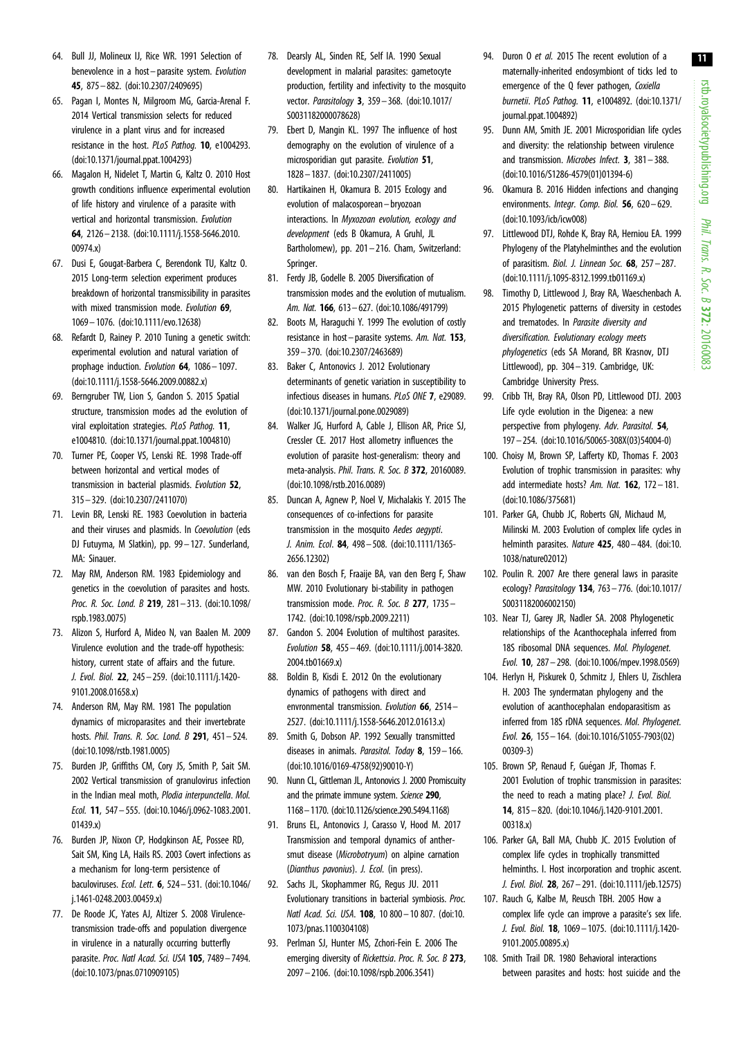64. Bull JJ, Molineux IJ, Rice WR. 1991 Selection of benevolence in a host–parasite system. *Evolution* **45**, 875–882. (doi:10.2307/2409695)

65. Pagan I, Montes N, Milgroom MG, García-Arenal F. 2014 Vertical transmission selects for reduced virulence in a plant virus and for increased resistance in the host. *PLoS Pathog.* **10**, e1004293. (doi:10.1371/journal.ppat.1004293)

66. Magalon H, Nidelet T, Martin G, Kaltz O. 2010 Host growth conditions influence experimental evolution of life history and virulence of a parasite with vertical and horizontal transmission. *Evolution* **64**, 2126–2138. (doi:10.1111/j.1558-5646.2010.00974.x)

67. Dusi E, Gougat-Barbera C, Berendonk TU, Kaltz O. 2015 Long-term selection experiment produces breakdown of horizontal transmissibility in parasites with mixed transmission mode. *Evolution* **69**, 1069–1076. (doi:10.1111/evo.12638)

68. Refardt D, Rainey P. 2010 Tuning a genetic switch: experimental evolution and natural variation of prophage induction. *Evolution* **64**, 1086–1097. (doi:10.1111/j.1558-5646.2009.00882.x)

69. Berngruber TW, Lion S, Gandon S. 2015 Spatial structure, transmission modes ad the evolution of viral exploitation strategies. *PLoS Pathog.* **11**, e1004810. (doi:10.1371/journal.ppat.1004810)

70. Turner PE, Cooper VS, Lenski RE. 1998 Trade-off between horizontal and vertical modes of transmission in bacterial plasmids. *Evolution* **52**, 315–329. (doi:10.2307/2411070)

71. Levin BR, Lenski RE. 1983 Coevolution in bacteria and their viruses and plasmids. In *Coevolution* (eds DJ Futuyma, M Slatkin), pp. 99–127. Sunderland, MA: Sinauer.

72. May RM, Anderson RM. 1983 Epidemiology and genetics in the coevolution of parasites and hosts. *Proc. R. Soc. Lond. B* **219**, 281–313. (doi:10.1098/rspb.1983.0075)

73. Alizon S, Hurford A, Mideo N, van Baalen M. 2009 Virulence evolution and the trade-off hypothesis: history, current state of affairs and the future. *J. Evol. Biol.* **22**, 245–259. (doi:10.1111/j.1420-9101.2008.01658.x)

74. Anderson RM, May RM. 1981 The population dynamics of microparasites and their invertebrate hosts. *Phil. Trans. R. Soc. Lond. B* **291**, 451–524. (doi:10.1098/rstb.1981.0005)

75. Burden JP, Griffiths CM, Cory JS, Smith P, Sait SM. 2002 Vertical transmission of granulovirus infection in the Indian meal moth, *Plodia interpunctella*. *Mol. Ecol.* **11**, 547–555. (doi:10.1046/j.0962-1083.2001.01439.x)

76. Burden JP, Nixon CP, Hodgkinson AE, Possee RD, Sait SM, King LA, Hails RS. 2003 Covert infections as a mechanism for long-term persistence of baculoviruses. *Ecol. Lett.* **6**, 524–531. (doi:10.1046/j.1461-0248.2003.00459.x)

77. De Roode JC, Yates AJ, Altizer S. 2008 Virulence-transmission trade-offs and population divergence in virulence in a naturally occurring butterfly parasite. *Proc. Natl Acad. Sci. USA* **105**, 7489–7494. (doi:10.1073/pnas.0710909105)

78. Dearsly AL, Sinden RE, Self IA. 1990 Sexual development in malarial parasites: gametocyte production, fertility and infectivity to the mosquito vector. *Parasitology* **3**, 359–368. (doi:10.1017/S0031182000078628)

79. Ebert D, Mangin KL. 1997 The influence of host demography on the evolution of virulence of a microsporidian gut parasite. *Evolution* **51**, 1828–1837. (doi:10.2307/2411005)

80. Hartikainen H, Okamura B. 2015 Ecology and evolution of malacosporean–bryozoan interactions. In *Myxozoan evolution, ecology and development* (eds B Okamura, A Gruhl, JL Bartholomew), pp. 201–216. Cham, Switzerland: Springer.

81. Ferdy JB, Godelle B. 2005 Diversification of transmission modes and the evolution of mutualism. *Am. Nat.* **166**, 613–627. (doi:10.1086/491799)

82. Boots M, Haraguchi Y. 1999 The evolution of costly resistance in host–parasite systems. *Am. Nat.* **153**, 359–370. (doi:10.2307/2463689)

83. Baker C, Antonovics J. 2012 Evolutionary determinants of genetic variation in susceptibility to infectious diseases in humans. *PLoS ONE* **7**, e29089. (doi:10.1371/journal.pone.0029089)

84. Walker JG, Hurford A, Cable J, Ellison AR, Price SJ, Cressler CE. 2017 Host allometry influences the evolution of parasite host-generalism: theory and meta-analysis. *Phil. Trans. R. Soc. B* **372**, 20160089. (doi:10.1098/rstb.2016.0089)

85. Duncan A, Agnew P, Noel V, Michalakis Y. 2015 The consequences of co-infections for parasite transmission in the mosquito *Aedes aegypti*. *J. Anim. Ecol.* **84**, 498–508. (doi:10.1111/1365-2656.12302)

86. van den Bosch F, Fraaije BA, van den Berg F, Shaw MW. 2010 Evolutionary bi-stability in pathogen transmission mode. *Proc. R. Soc. B* **277**, 1735–1742. (doi:10.1098/rspb.2009.2211)

87. Gandon S. 2004 Evolution of multihost parasites. *Evolution* **58**, 455–469. (doi:10.1111/j.0014-3820.2004.tb01669.x)

88. Boldin B, Kisdi E. 2012 On the evolutionary dynamics of pathogens with direct and envronmental transmission. *Evolution* **66**, 2514–2527. (doi:10.1111/j.1558-5646.2012.01613.x)

89. Smith G, Dobson AP. 1992 Sexually transmitted diseases in animals. *Parasitol. Today* **8**, 159–166. (doi:10.1016/0169-4758(92)90010-Y)

90. Nunn CL, Gittleman JL, Antonovics J. 2000 Promiscuity and the primate immune system. *Science* **290**, 1168–1170. (doi:10.1126/science.290.5494.1168)

91. Bruns EL, Antonovics J, Carasso V, Hood M. 2017 Transmission and temporal dynamics of anther-smut disease (*Microbotryum*) on alpine carnation (*Dianthus pavonius*). *J. Ecol.* (in press).

92. Sachs JL, Skophammer RG, Regus JU. 2011 Evolutionary transitions in bacterial symbiosis. *Proc. Natl Acad. Sci. USA.* **108**, 10 800–10 807. (doi:10.1073/pnas.1100304108)

93. Perlman SJ, Hunter MS, Zchori-Fein E. 2006 The emerging diversity of *Rickettsia*. *Proc. R. Soc. B* **273**, 2097–2106. (doi:10.1098/rspb.2006.3541)

94. Duron O *et al.* 2015 The recent evolution of a maternally-inherited endosymbiont of ticks led to emergence of the Q fever pathogen, *Coxiella burnetii*. *PLoS Pathog.* **11**, e1004892. (doi:10.1371/journal.ppat.1004892)

95. Dunn AM, Smith JE. 2001 Microsporidian life cycles and diversity: the relationship between virulence and transmission. *Microbes Infect.* **3**, 381–388. (doi:10.1016/S1286-4579(01)01394-6)

96. Okamura B. 2016 Hidden infections and changing environments. *Integr. Comp. Biol.* **56**, 620–629. (doi:10.1093/icb/icw008)

97. Littlewood DTJ, Rohde K, Bray RA, Herniou EA. 1999 Phylogeny of the Platyhelminthes and the evolution of parasitism. *Biol. J. Linnean Soc.* **68**, 257–287. (doi:10.1111/j.1095-8312.1999.tb01169.x)

98. Timothy D, Littlewood J, Bray RA, Waeschenbach A. 2015 Phylogenetic patterns of diversity in cestodes and trematodes. In *Parasite diversity and diversification. Evolutionary ecology meets phylogenetics* (eds SA Morand, BR Krasnov, DTJ Littlewood), pp. 304–319. Cambridge, UK: Cambridge University Press.

99. Cribb TH, Bray RA, Olson PD, Littlewood DTJ. 2003 Life cycle evolution in the Digenea: a new perspective from phylogeny. *Adv. Parasitol.* **54**, 197–254. (doi:10.1016/S0065-308X(03)54004-0)

100. Choisy M, Brown SP, Lafferty KD, Thomas F. 2003 Evolution of trophic transmission in parasites: why add intermediate hosts? *Am. Nat.* **162**, 172–181. (doi:10.1086/375681)

101. Parker GA, Chubb JC, Roberts GN, Michaud M, Milinski M. 2003 Evolution of complex life cycles in helminth parasites. *Nature* **425**, 480–484. (doi:10.1038/nature02012)

102. Poulin R. 2007 Are there general laws in parasite ecology? *Parasitology* **134**, 763–776. (doi:10.1017/S0031182006002150)

103. Near TJ, Garey JR, Nadler SA. 2008 Phylogenetic relationships of the Acanthocephala inferred from 18S ribosomal DNA sequences. *Mol. Phylogenet. Evol.* **10**, 287–298. (doi:10.1006/mpev.1998.0569)

104. Herlyn H, Piskurek O, Schmitz J, Ehlers U, Zischlera H. 2003 The syndermatan phylogeny and the evolution of acanthocephalan endoparasitism as inferred from 18S rDNA sequences. *Mol. Phylogenet. Evol.* **26**, 155–164. (doi:10.1016/S1055-7903(02)00309-3)

105. Brown SP, Renaud F, Guégan JF, Thomas F. 2001 Evolution of trophic transmission in parasites: the need to reach a mating place? *J. Evol. Biol.* **14**, 815–820. (doi:10.1046/j.1420-9101.2001.00318.x)

106. Parker GA, Ball MA, Chubb JC. 2015 Evolution of complex life cycles in trophically transmitted helminths. I. Host incorporation and trophic ascent. *J. Evol. Biol.* **28**, 267–291. (doi:10.1111/jeb.12575)

107. Rauch G, Kalbe M, Reusch TBH. 2005 How a complex life cycle can improve a parasite's sex life. *J. Evol. Biol.* **18**, 1069–1075. (doi:10.1111/j.1420-9101.2005.00895.x)

108. Smith Trail DR. 1980 Behavioral interactions between parasites and hosts: host suicide and the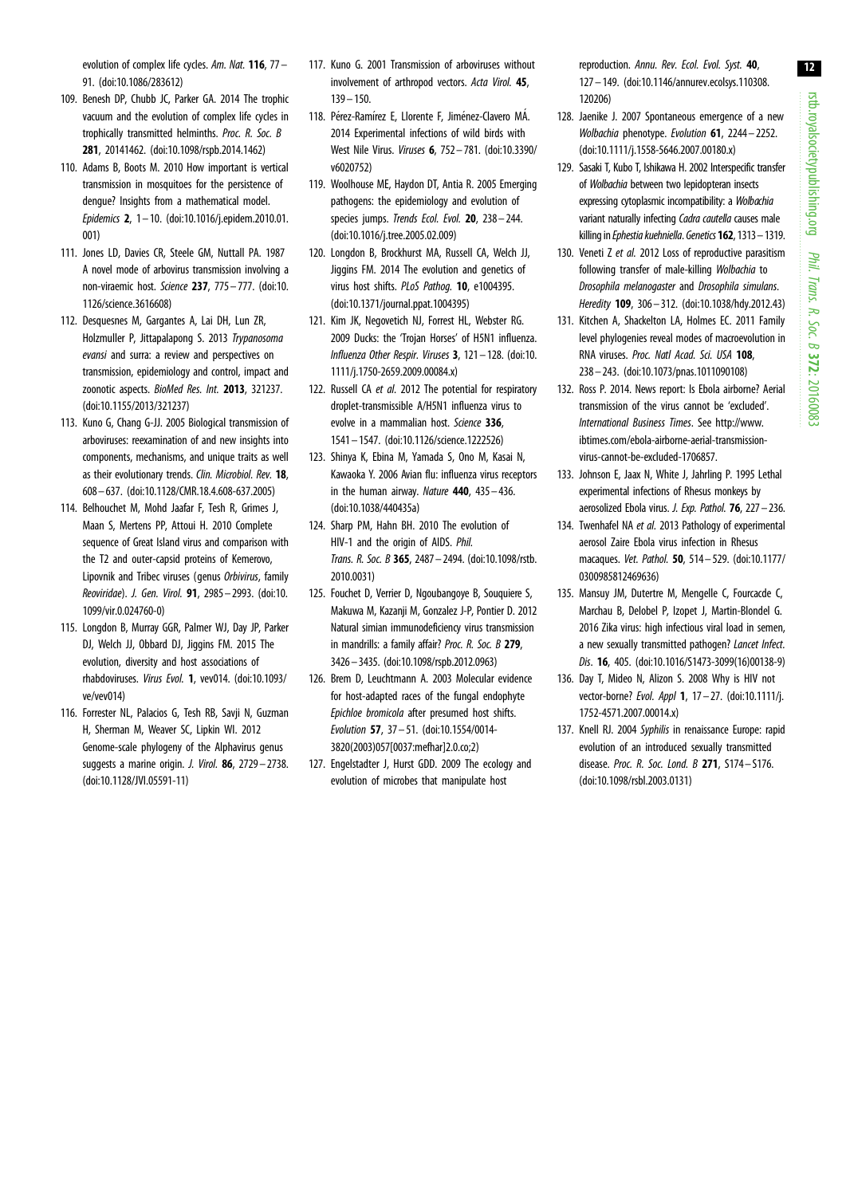evolution of complex life cycles. *Am. Nat.* **116**, 77–91. (doi:10.1086/283612)

109. Benesh DP, Chubb JC, Parker GA. 2014 The trophic vacuum and the evolution of complex life cycles in trophically transmitted helminths. *Proc. R. Soc. B* **281**, 20141462. (doi:10.1098/rspb.2014.1462)
110. Adams B, Boots M. 2010 How important is vertical transmission in mosquitoes for the persistence of dengue? Insights from a mathematical model. *Epidemics* **2**, 1–10. (doi:10.1016/j.epidem.2010.01.001)
111. Jones LD, Davies CR, Steele GM, Nuttall PA. 1987 A novel mode of arbovirus transmission involving a non-viraemic host. *Science* **237**, 775–777. (doi:10.1126/science.3616608)
112. Desquesnes M, Gargantes A, Lai DH, Lun ZR, Holzmuller P, Jittapalapong S. 2013 *Trypanosoma evansi* and surra: a review and perspectives on transmission, epidemiology and control, impact and zoonotic aspects. *BioMed Res. Int.* **2013**, 321237. (doi:10.1155/2013/321237)
113. Kuno G, Chang G-JJ. 2005 Biological transmission of arboviruses: reexamination of and new insights into components, mechanisms, and unique traits as well as their evolutionary trends. *Clin. Microbiol. Rev.* **18**, 608–637. (doi:10.1128/CMR.18.4.608-637.2005)
114. Belhouchet M, Mohd Jaafar F, Tesh R, Grimes J, Maan S, Mertens PP, Attoui H. 2010 Complete sequence of Great Island virus and comparison with the T2 and outer-capsid proteins of Kemerovo, Lipovnik and Tribec viruses (genus *Orbivirus*, family *Reoviridae*). *J. Gen. Virol.* **91**, 2985–2993. (doi:10.1099/vir.0.024760-0)
115. Longdon B, Murray GGR, Palmer WJ, Day JP, Parker DJ, Welch JJ, Obbard DJ, Jiggins FM. 2015 The evolution, diversity and host associations of rhabdoviruses. *Virus Evol.* **1**, vev014. (doi:10.1093/ve/vev014)
116. Forrester NL, Palacios G, Tesh RB, Savji N, Guzman H, Sherman M, Weaver SC, Lipkin WI. 2012 Genome-scale phylogeny of the Alphavirus genus suggests a marine origin. *J. Virol.* **86**, 2729–2738. (doi:10.1128/JVI.05591-11)
117. Kuno G. 2001 Transmission of arboviruses without involvement of arthropod vectors. *Acta Virol.* **45**, 139–150.
118. Pérez-Ramírez E, Llorente F, Jiménez-Clavero MÁ. 2014 Experimental infections of wild birds with West Nile Virus. *Viruses* **6**, 752–781. (doi:10.3390/v6020752)
119. Woolhouse ME, Haydon DT, Antia R. 2005 Emerging pathogens: the epidemiology and evolution of species jumps. *Trends Ecol. Evol.* **20**, 238–244. (doi:10.1016/j.tree.2005.02.009)
120. Longdon B, Brockhurst MA, Russell CA, Welch JJ, Jiggins FM. 2014 The evolution and genetics of virus host shifts. *PLoS Pathog.* **10**, e1004395. (doi:10.1371/journal.ppat.1004395)
121. Kim JK, Negovetich NJ, Forrest HL, Webster RG. 2009 Ducks: the 'Trojan Horses' of H5N1 influenza. *Influenza Other Respir. Viruses* **3**, 121–128. (doi:10.1111/j.1750-2659.2009.00084.x)
122. Russell CA *et al.* 2012 The potential for respiratory droplet-transmissible A/H5N1 influenza virus to evolve in a mammalian host. *Science* **336**, 1541–1547. (doi:10.1126/science.1222526)
123. Shinya K, Ebina M, Yamada S, Ono M, Kasai N, Kawaoka Y. 2006 Avian flu: influenza virus receptors in the human airway. *Nature* **440**, 435–436. (doi:10.1038/440435a)
124. Sharp PM, Hahn BH. 2010 The evolution of HIV-1 and the origin of AIDS. *Phil. Trans. R. Soc. B* **365**, 2487–2494. (doi:10.1098/rstb.2010.0031)
125. Fouchet D, Verrier D, Ngoubangoye B, Souquiere S, Makuwa M, Kazanji M, Gonzalez J-P, Pontier D. 2012 Natural simian immunodeficiency virus transmission in mandrills: a family affair? *Proc. R. Soc. B* **279**, 3426–3435. (doi:10.1098/rspb.2012.0963)
126. Brem D, Leuchtmann A. 2003 Molecular evidence for host-adapted races of the fungal endophyte *Epichloe bromicola* after presumed host shifts. *Evolution* **57**, 37–51. (doi:10.1554/0014-3820(2003)057[0037:mefhar]2.0.co;2)
127. Engelstadter J, Hurst GDD. 2009 The ecology and evolution of microbes that manipulate host reproduction. *Annu. Rev. Ecol. Evol. Syst.* **40**, 127–149. (doi:10.1146/annurev.ecolsys.110308.120206)
128. Jaenike J. 2007 Spontaneous emergence of a new *Wolbachia* phenotype. *Evolution* **61**, 2244–2252. (doi:10.1111/j.1558-5646.2007.00180.x)
129. Sasaki T, Kubo T, Ishikawa H. 2002 Interspecific transfer of *Wolbachia* between two lepidopteran insects expressing cytoplasmic incompatibility: a *Wolbachia* variant naturally infecting *Cadra cautella* causes male killing in *Ephestia kuehniella*. *Genetics* **162**, 1313–1319.
130. Veneti Z *et al.* 2012 Loss of reproductive parasitism following transfer of male-killing *Wolbachia* to *Drosophila melanogaster* and *Drosophila simulans*. *Heredity* **109**, 306–312. (doi:10.1038/hdy.2012.43)
131. Kitchen A, Shackelton LA, Holmes EC. 2011 Family level phylogenies reveal modes of macroevolution in RNA viruses. *Proc. Natl Acad. Sci. USA* **108**, 238–243. (doi:10.1073/pnas.1011090108)
132. Ross P. 2014. News report: Is Ebola airborne? Aerial transmission of the virus cannot be 'excluded'. *International Business Times*. See http://www.ibtimes.com/ebola-airborne-aerial-transmission-virus-cannot-be-excluded-1706857.
133. Johnson E, Jaax N, White J, Jahrling P. 1995 Lethal experimental infections of Rhesus monkeys by aerosolized Ebola virus. *J. Exp. Pathol.* **76**, 227–236.
134. Twenhafel NA *et al.* 2013 Pathology of experimental aerosol Zaire Ebola virus infection in Rhesus macaques. *Vet. Pathol.* **50**, 514–529. (doi:10.1177/0300985812469636)
135. Mansuy JM, Dutertre M, Mengelle C, Fourcacde C, Marchau B, Delobel P, Izopet J, Martin-Blondel G. 2016 Zika virus: high infectious viral load in semen, a new sexually transmitted pathogen? *Lancet Infect. Dis.* **16**, 405. (doi:10.1016/S1473-3099(16)00138-9)
136. Day T, Mideo N, Alizon S. 2008 Why is HIV not vector-borne? *Evol. Appl* **1**, 17–27. (doi:10.1111/j.1752-4571.2007.00014.x)
137. Knell RJ. 2004 *Syphilis* in renaissance Europe: rapid evolution of an introduced sexually transmitted disease. *Proc. R. Soc. Lond. B* **271**, S174–S176. (doi:10.1098/rsbl.2003.0131)